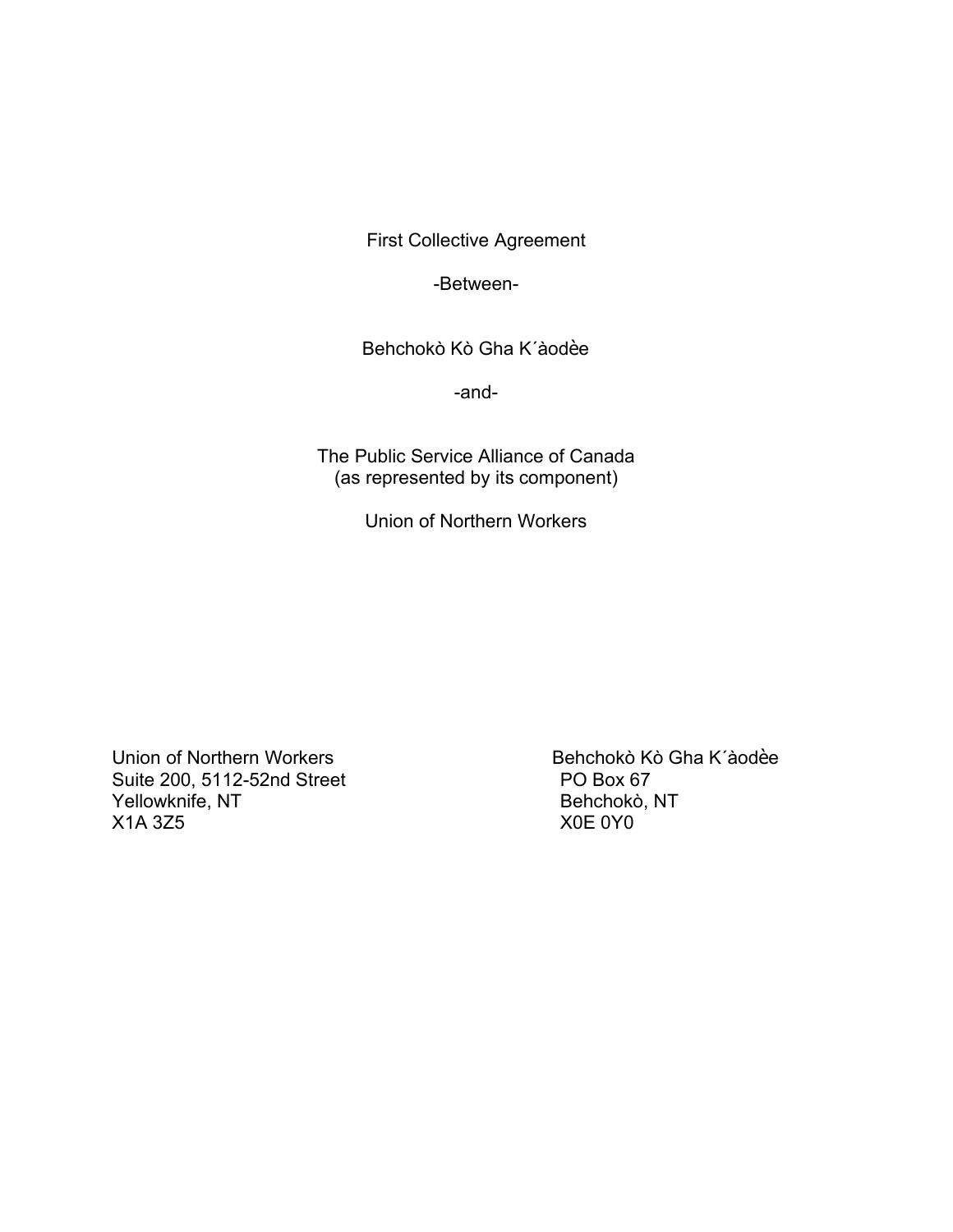First Collective Agreement

-Between-

Behchokò Kò Gha K´àodèe

-and-

The Public Service Alliance of Canada
(as represented by its component)

Union of Northern Workers

Union of Northern Workers
Suite 200, 5112-52nd Street
Yellowknife, NT
X1A 3Z5

Behchokò Kò Gha K´àodèe
PO Box 67
Behchokò, NT
X0E 0Y0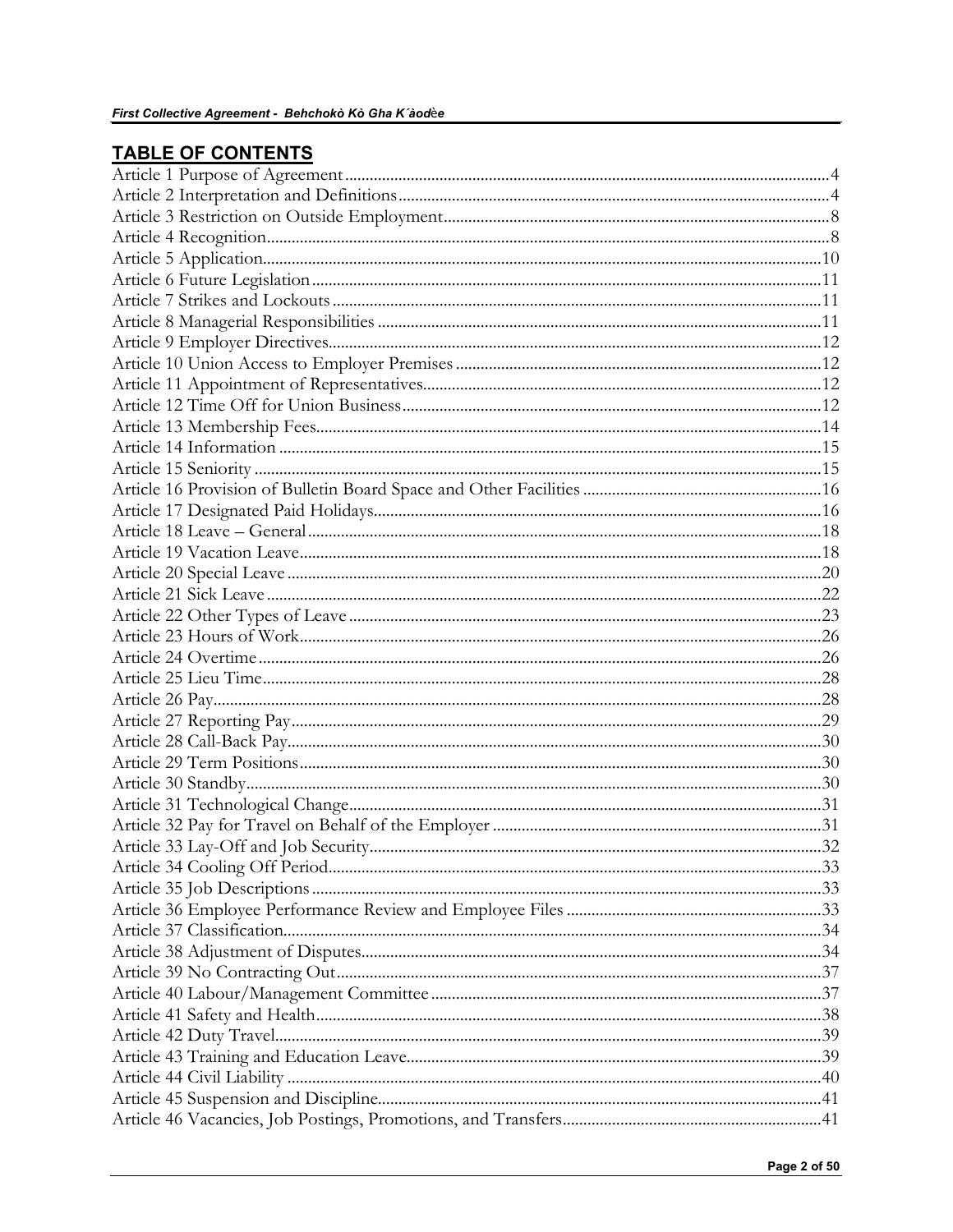## TABLE OF CONTENTS

Article 1 Purpose of Agreement....................................................................................................4
Article 2 Interpretation and Definitions.......................................................................................4
Article 3 Restriction on Outside Employment.............................................................................8
Article 4 Recognition.......................................................................................................................8
Article 5 Application.......................................................................................................................10
Article 6 Future Legislation...........................................................................................................11
Article 7 Strikes and Lockouts.......................................................................................................11
Article 8 Managerial Responsibilities...........................................................................................11
Article 9 Employer Directives........................................................................................................12
Article 10 Union Access to Employer Premises..........................................................................12
Article 11 Appointment of Representatives.................................................................................12
Article 12 Time Off for Union Business.......................................................................................12
Article 13 Membership Fees..........................................................................................................14
Article 14 Information....................................................................................................................15
Article 15 Seniority..........................................................................................................................15
Article 16 Provision of Bulletin Board Space and Other Facilities...........................................16
Article 17 Designated Paid Holidays............................................................................................16
Article 18 Leave – General.............................................................................................................18
Article 19 Vacation Leave..............................................................................................................18
Article 20 Special Leave..................................................................................................................20
Article 21 Sick Leave.......................................................................................................................22
Article 22 Other Types of Leave...................................................................................................23
Article 23 Hours of Work...............................................................................................................26
Article 24 Overtime.........................................................................................................................26
Article 25 Lieu Time........................................................................................................................28
Article 26 Pay....................................................................................................................................28
Article 27 Reporting Pay.................................................................................................................29
Article 28 Call-Back Pay..................................................................................................................30
Article 29 Term Positions...............................................................................................................30
Article 30 Standby............................................................................................................................30
Article 31 Technological Change...................................................................................................31
Article 32 Pay for Travel on Behalf of the Employer.................................................................31
Article 33 Lay-Off and Job Security..............................................................................................32
Article 34 Cooling Off Period........................................................................................................33
Article 35 Job Descriptions............................................................................................................33
Article 36 Employee Performance Review and Employee Files...............................................33
Article 37 Classification...................................................................................................................34
Article 38 Adjustment of Disputes................................................................................................34
Article 39 No Contracting Out.......................................................................................................37
Article 40 Labour/Management Committee................................................................................37
Article 41 Safety and Health...........................................................................................................38
Article 42 Duty Travel.....................................................................................................................39
Article 43 Training and Education Leave.....................................................................................39
Article 44 Civil Liability...................................................................................................................40
Article 45 Suspension and Discipline............................................................................................41
Article 46 Vacancies, Job Postings, Promotions, and Transfers................................................41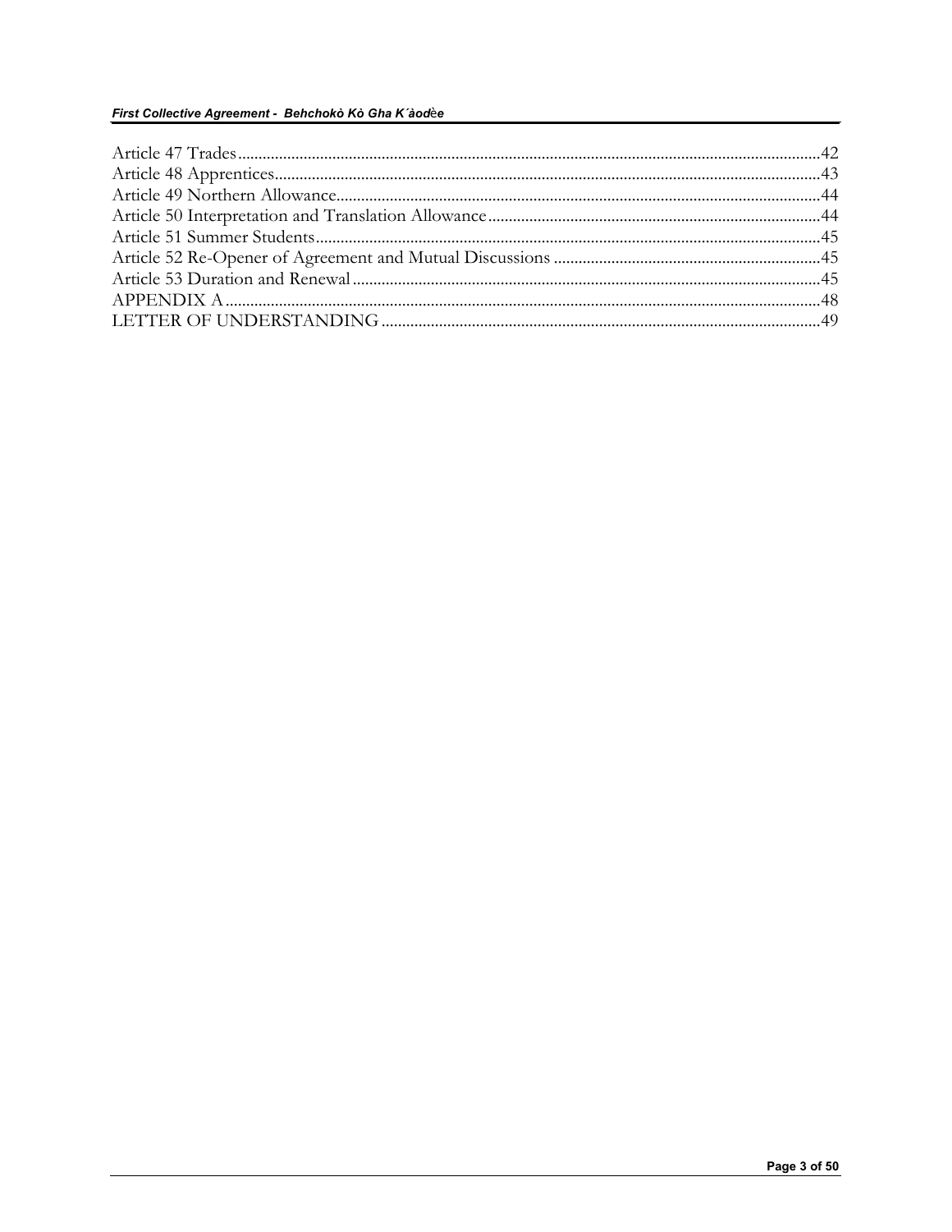Article 47 Trades ....................................................................................................................................42
Article 48 Apprentices .............................................................................................................................43
Article 49 Northern Allowance .................................................................................................................44
Article 50 Interpretation and Translation Allowance ...............................................................................44
Article 51 Summer Students .....................................................................................................................45
Article 52 Re-Opener of Agreement and Mutual Discussions ..................................................................45
Article 53 Duration and Renewal ..............................................................................................................45
APPENDIX A ...........................................................................................................................................48
LETTER OF UNDERSTANDING ............................................................................................................49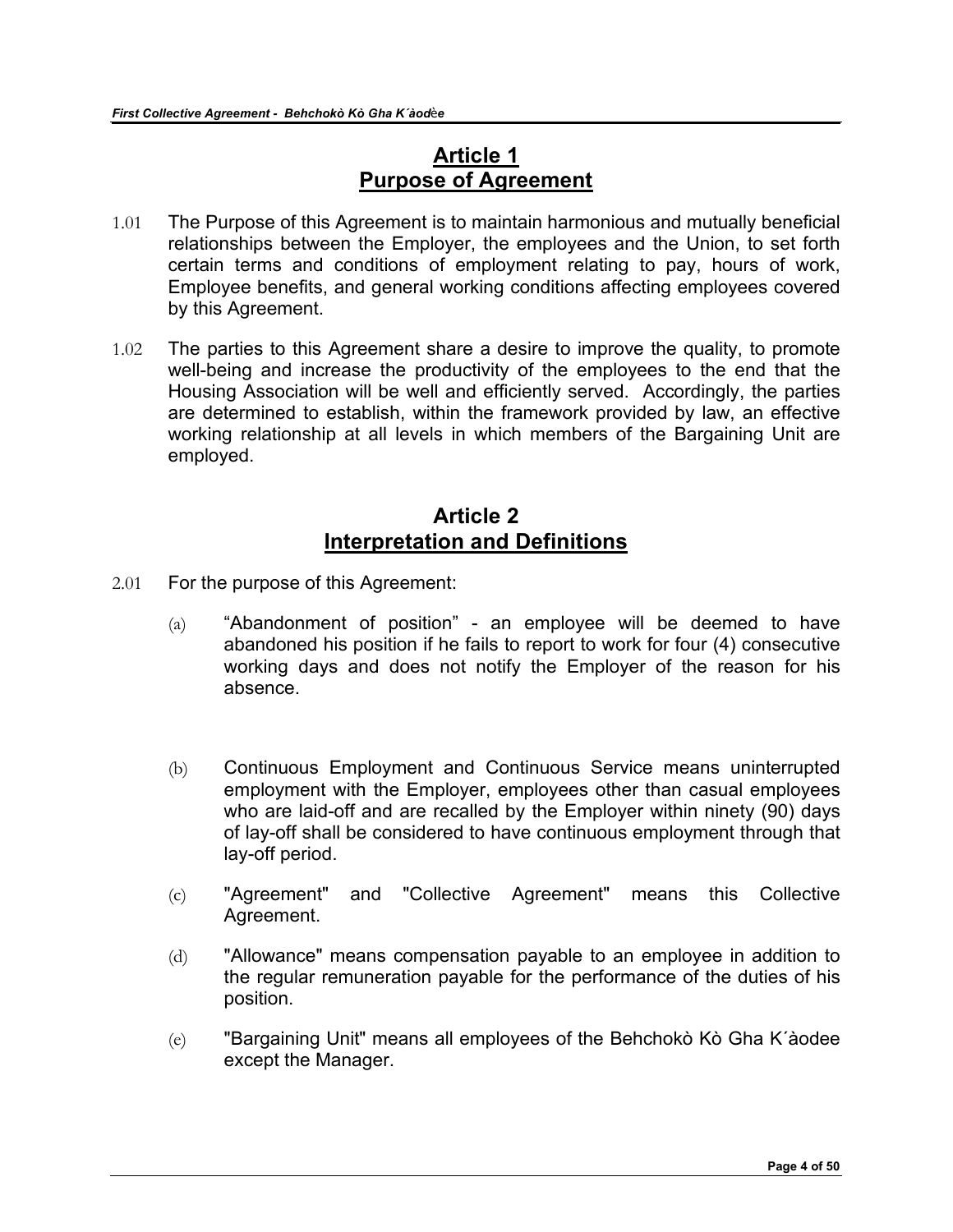## Article 1
## Purpose of Agreement

1.01 The Purpose of this Agreement is to maintain harmonious and mutually beneficial relationships between the Employer, the employees and the Union, to set forth certain terms and conditions of employment relating to pay, hours of work, Employee benefits, and general working conditions affecting employees covered by this Agreement.

1.02 The parties to this Agreement share a desire to improve the quality, to promote well-being and increase the productivity of the employees to the end that the Housing Association will be well and efficiently served. Accordingly, the parties are determined to establish, within the framework provided by law, an effective working relationship at all levels in which members of the Bargaining Unit are employed.

## Article 2
## Interpretation and Definitions

2.01 For the purpose of this Agreement:

(a) "Abandonment of position" - an employee will be deemed to have abandoned his position if he fails to report to work for four (4) consecutive working days and does not notify the Employer of the reason for his absence.

(b) Continuous Employment and Continuous Service means uninterrupted employment with the Employer, employees other than casual employees who are laid-off and are recalled by the Employer within ninety (90) days of lay-off shall be considered to have continuous employment through that lay-off period.

(c) "Agreement" and "Collective Agreement" means this Collective Agreement.

(d) "Allowance" means compensation payable to an employee in addition to the regular remuneration payable for the performance of the duties of his position.

(e) "Bargaining Unit" means all employees of the Behchokò Kò Gha K´àodee except the Manager.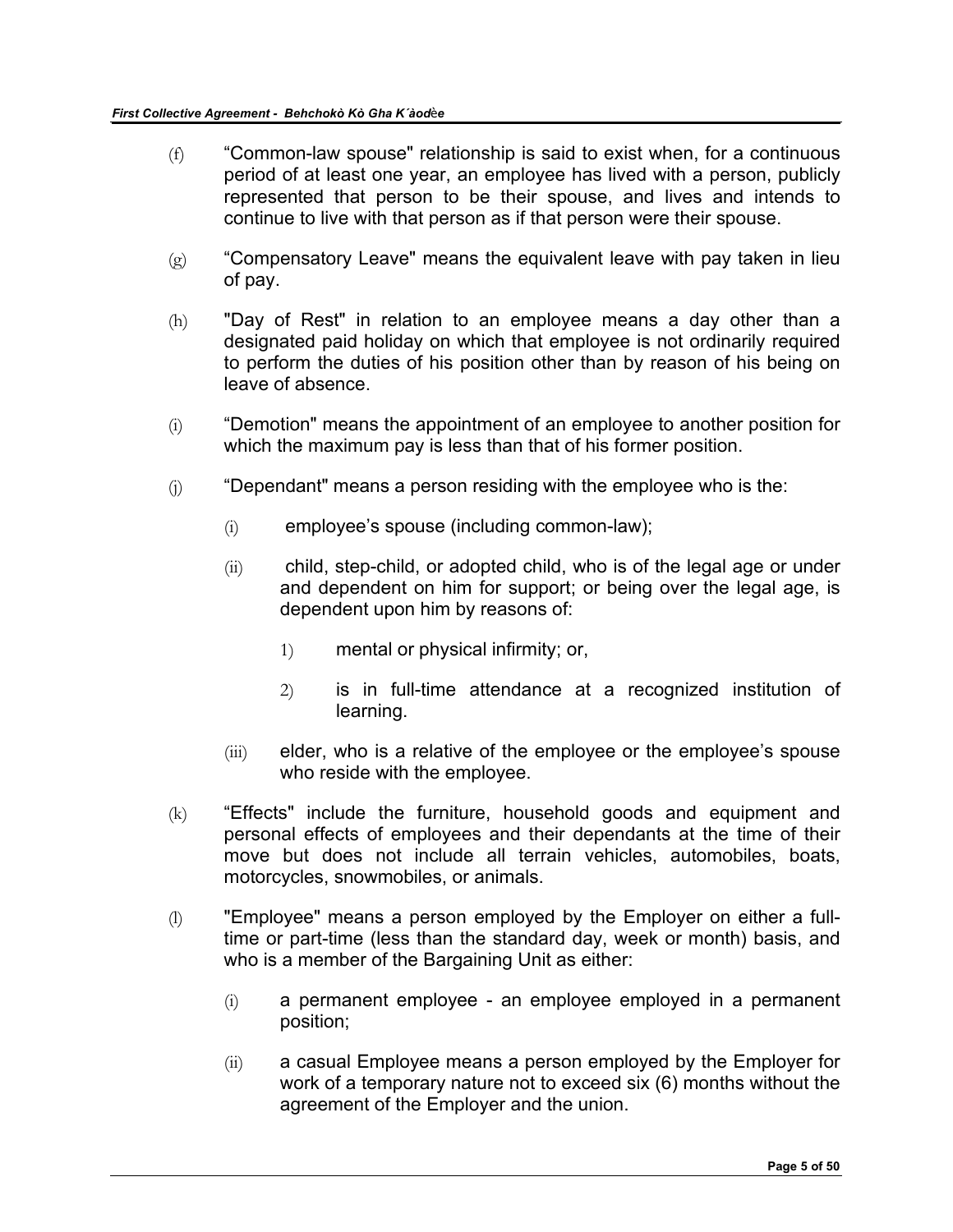(f) “Common-law spouse" relationship is said to exist when, for a continuous period of at least one year, an employee has lived with a person, publicly represented that person to be their spouse, and lives and intends to continue to live with that person as if that person were their spouse.

(g) “Compensatory Leave" means the equivalent leave with pay taken in lieu of pay.

(h) "Day of Rest" in relation to an employee means a day other than a designated paid holiday on which that employee is not ordinarily required to perform the duties of his position other than by reason of his being on leave of absence.

(i) “Demotion" means the appointment of an employee to another position for which the maximum pay is less than that of his former position.

(j) “Dependant" means a person residing with the employee who is the:

  (i) employee’s spouse (including common-law);

  (ii) child, step-child, or adopted child, who is of the legal age or under and dependent on him for support; or being over the legal age, is dependent upon him by reasons of:

    1) mental or physical infirmity; or,

    2) is in full-time attendance at a recognized institution of learning.

  (iii) elder, who is a relative of the employee or the employee’s spouse who reside with the employee.

(k) “Effects" include the furniture, household goods and equipment and personal effects of employees and their dependants at the time of their move but does not include all terrain vehicles, automobiles, boats, motorcycles, snowmobiles, or animals.

(l) "Employee" means a person employed by the Employer on either a full-time or part-time (less than the standard day, week or month) basis, and who is a member of the Bargaining Unit as either:

  (i) a permanent employee - an employee employed in a permanent position;

  (ii) a casual Employee means a person employed by the Employer for work of a temporary nature not to exceed six (6) months without the agreement of the Employer and the union.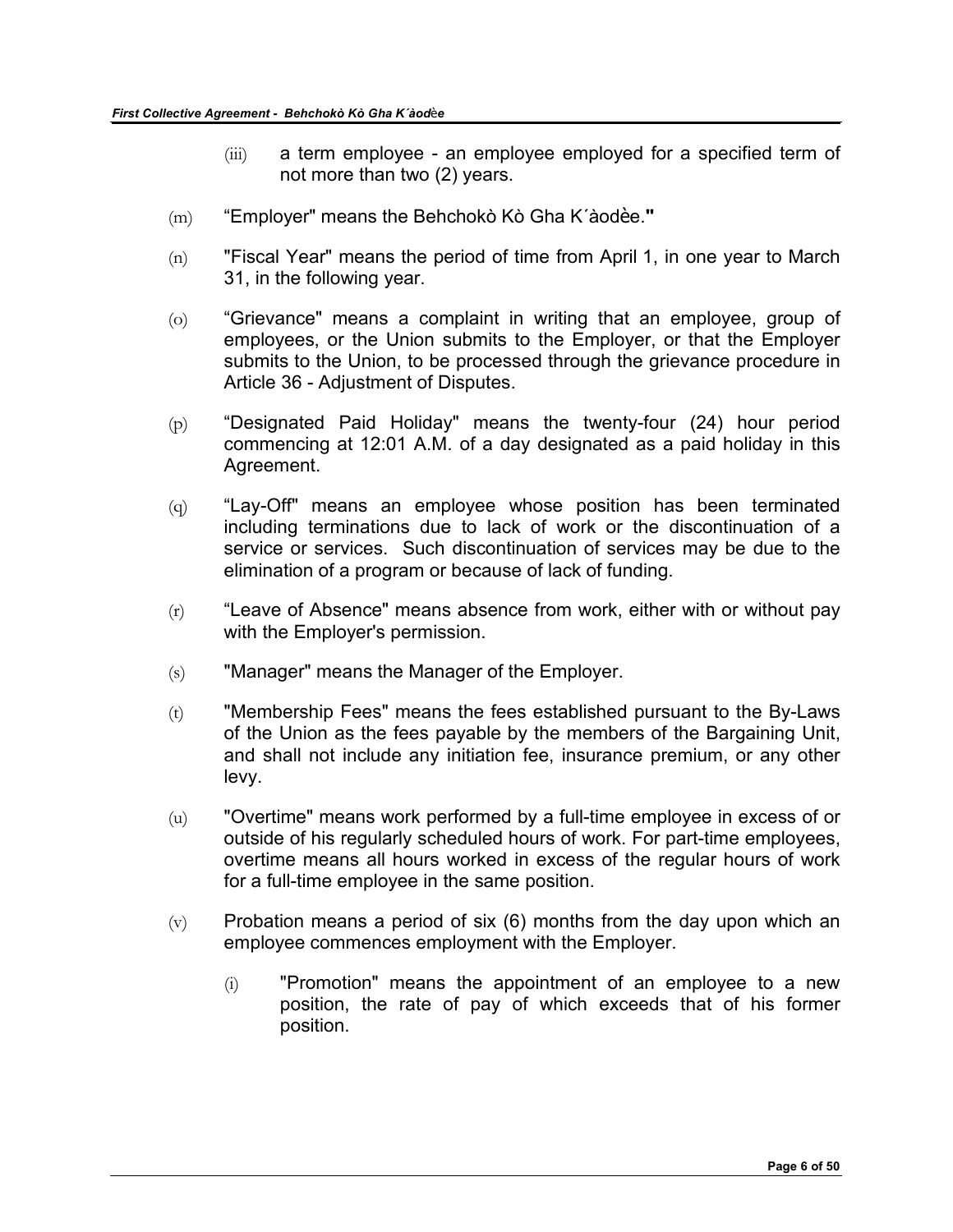(iii) a term employee - an employee employed for a specified term of not more than two (2) years.

(m) “Employer" means the Behchokò Kò Gha K´àodèe."

(n) "Fiscal Year" means the period of time from April 1, in one year to March 31, in the following year.

(o) “Grievance" means a complaint in writing that an employee, group of employees, or the Union submits to the Employer, or that the Employer submits to the Union, to be processed through the grievance procedure in Article 36 - Adjustment of Disputes.

(p) “Designated Paid Holiday" means the twenty-four (24) hour period commencing at 12:01 A.M. of a day designated as a paid holiday in this Agreement.

(q) “Lay-Off" means an employee whose position has been terminated including terminations due to lack of work or the discontinuation of a service or services. Such discontinuation of services may be due to the elimination of a program or because of lack of funding.

(r) “Leave of Absence" means absence from work, either with or without pay with the Employer's permission.

(s) "Manager" means the Manager of the Employer.

(t) "Membership Fees" means the fees established pursuant to the By-Laws of the Union as the fees payable by the members of the Bargaining Unit, and shall not include any initiation fee, insurance premium, or any other levy.

(u) "Overtime" means work performed by a full-time employee in excess of or outside of his regularly scheduled hours of work. For part-time employees, overtime means all hours worked in excess of the regular hours of work for a full-time employee in the same position.

(v) Probation means a period of six (6) months from the day upon which an employee commences employment with the Employer.

(i) "Promotion" means the appointment of an employee to a new position, the rate of pay of which exceeds that of his former position.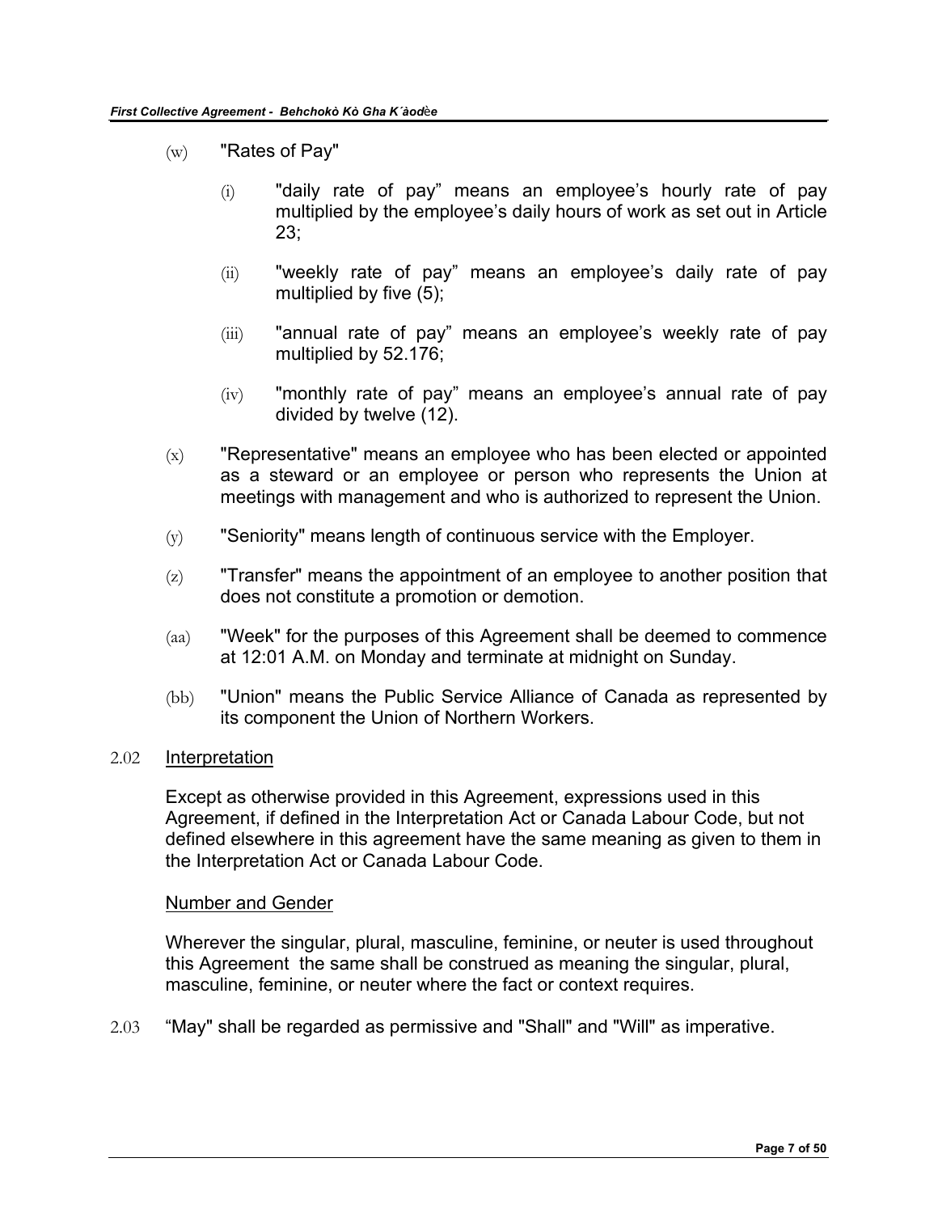(w) "Rates of Pay"

  (i) "daily rate of pay" means an employee's hourly rate of pay multiplied by the employee's daily hours of work as set out in Article 23;

  (ii) "weekly rate of pay" means an employee's daily rate of pay multiplied by five (5);

  (iii) "annual rate of pay" means an employee's weekly rate of pay multiplied by 52.176;

  (iv) "monthly rate of pay" means an employee's annual rate of pay divided by twelve (12).

(x) "Representative" means an employee who has been elected or appointed as a steward or an employee or person who represents the Union at meetings with management and who is authorized to represent the Union.

(y) "Seniority" means length of continuous service with the Employer.

(z) "Transfer" means the appointment of an employee to another position that does not constitute a promotion or demotion.

(aa) "Week" for the purposes of this Agreement shall be deemed to commence at 12:01 A.M. on Monday and terminate at midnight on Sunday.

(bb) "Union" means the Public Service Alliance of Canada as represented by its component the Union of Northern Workers.

2.02 Interpretation

Except as otherwise provided in this Agreement, expressions used in this Agreement, if defined in the Interpretation Act or Canada Labour Code, but not defined elsewhere in this agreement have the same meaning as given to them in the Interpretation Act or Canada Labour Code.

Number and Gender

Wherever the singular, plural, masculine, feminine, or neuter is used throughout this Agreement the same shall be construed as meaning the singular, plural, masculine, feminine, or neuter where the fact or context requires.

2.03 "May" shall be regarded as permissive and "Shall" and "Will" as imperative.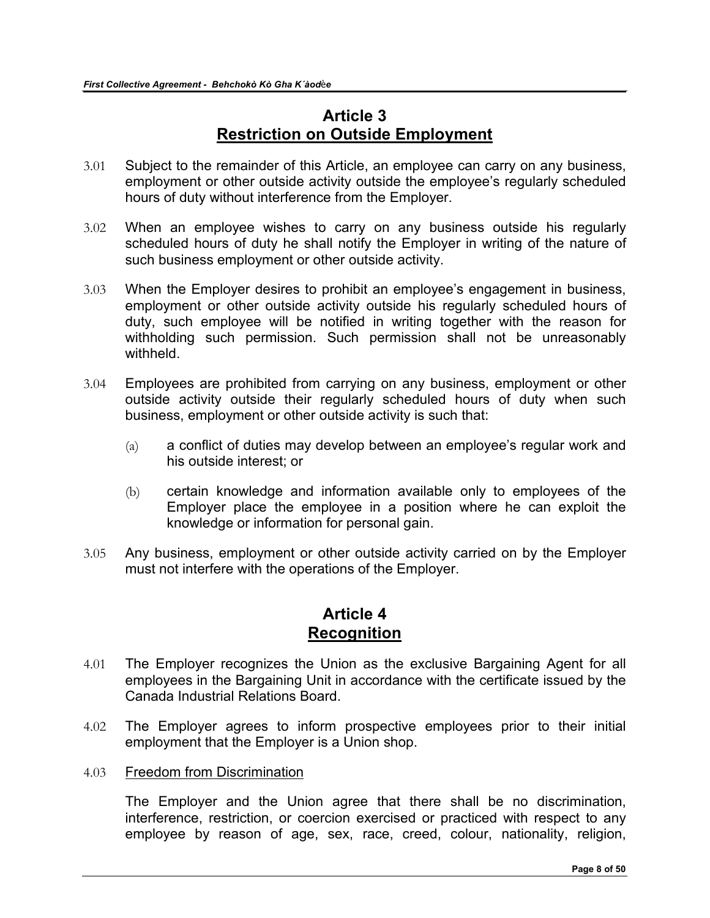## Article 3
## Restriction on Outside Employment

3.01 Subject to the remainder of this Article, an employee can carry on any business, employment or other outside activity outside the employee's regularly scheduled hours of duty without interference from the Employer.

3.02 When an employee wishes to carry on any business outside his regularly scheduled hours of duty he shall notify the Employer in writing of the nature of such business employment or other outside activity.

3.03 When the Employer desires to prohibit an employee's engagement in business, employment or other outside activity outside his regularly scheduled hours of duty, such employee will be notified in writing together with the reason for withholding such permission. Such permission shall not be unreasonably withheld.

3.04 Employees are prohibited from carrying on any business, employment or other outside activity outside their regularly scheduled hours of duty when such business, employment or other outside activity is such that:

(a) a conflict of duties may develop between an employee's regular work and his outside interest; or

(b) certain knowledge and information available only to employees of the Employer place the employee in a position where he can exploit the knowledge or information for personal gain.

3.05 Any business, employment or other outside activity carried on by the Employer must not interfere with the operations of the Employer.

## Article 4
## Recognition

4.01 The Employer recognizes the Union as the exclusive Bargaining Agent for all employees in the Bargaining Unit in accordance with the certificate issued by the Canada Industrial Relations Board.

4.02 The Employer agrees to inform prospective employees prior to their initial employment that the Employer is a Union shop.

4.03 Freedom from Discrimination

The Employer and the Union agree that there shall be no discrimination, interference, restriction, or coercion exercised or practiced with respect to any employee by reason of age, sex, race, creed, colour, nationality, religion,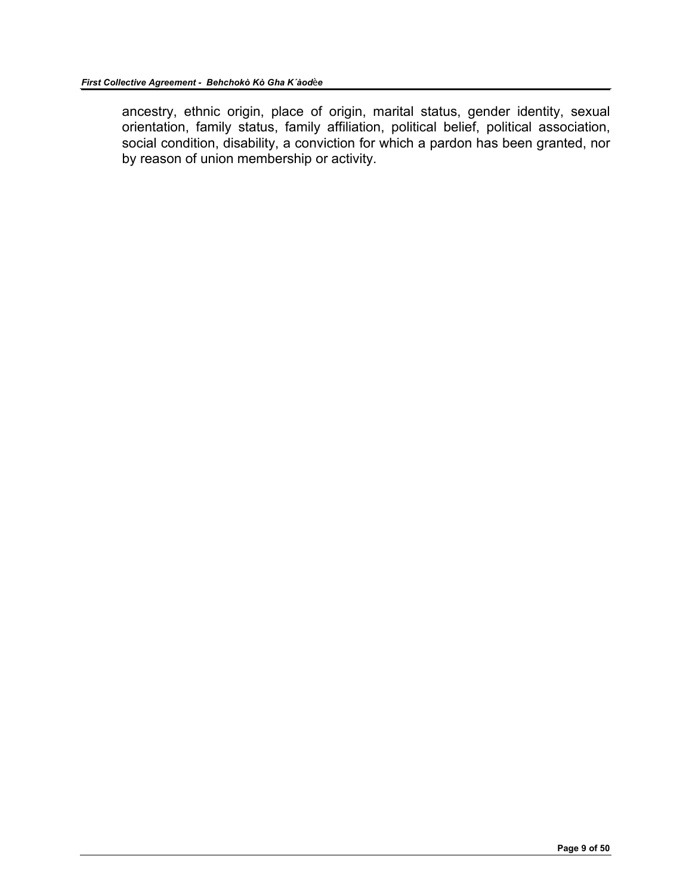ancestry, ethnic origin, place of origin, marital status, gender identity, sexual orientation, family status, family affiliation, political belief, political association, social condition, disability, a conviction for which a pardon has been granted, nor by reason of union membership or activity.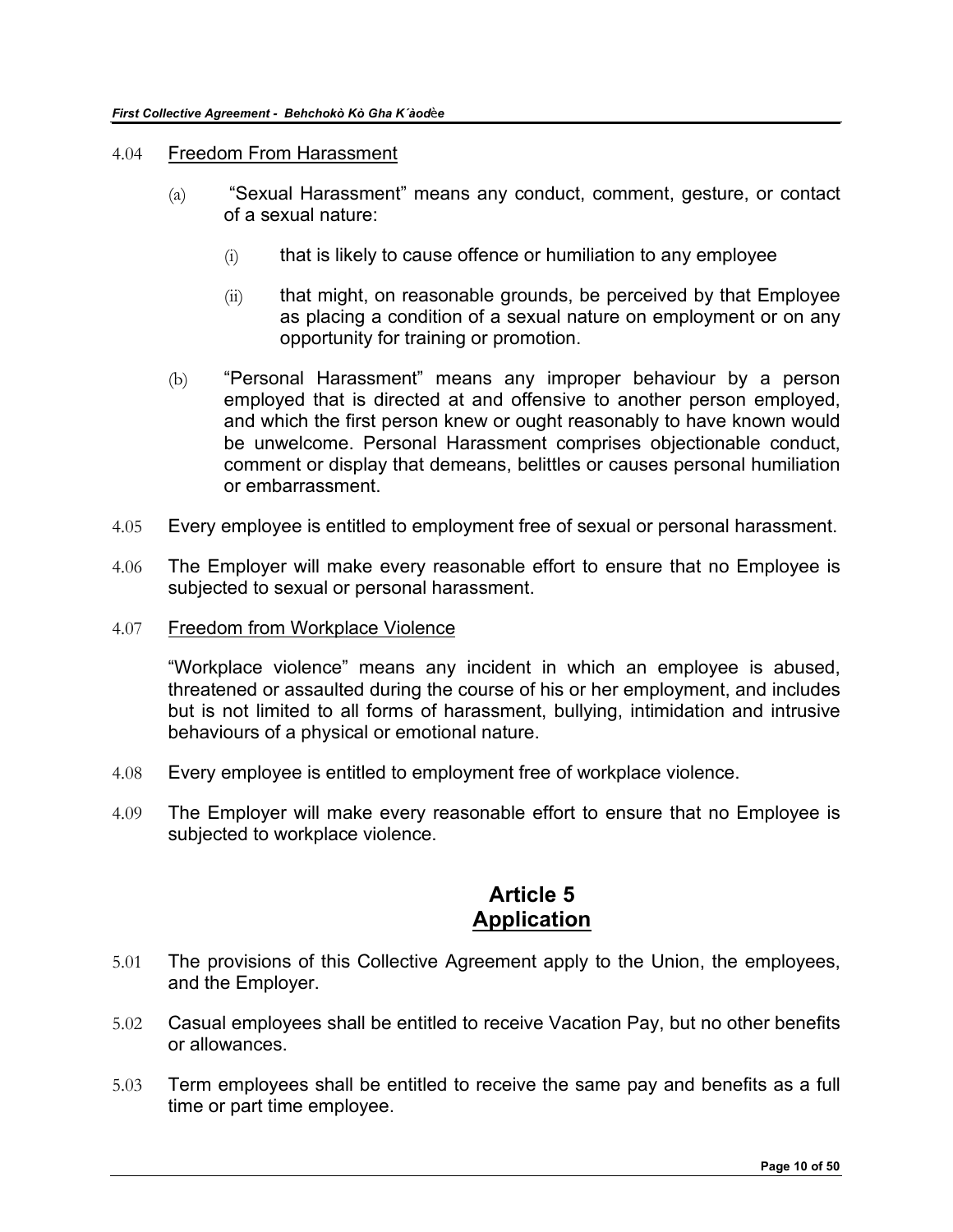4.04 Freedom From Harassment

(a) "Sexual Harassment" means any conduct, comment, gesture, or contact of a sexual nature:

(i) that is likely to cause offence or humiliation to any employee

(ii) that might, on reasonable grounds, be perceived by that Employee as placing a condition of a sexual nature on employment or on any opportunity for training or promotion.

(b) "Personal Harassment" means any improper behaviour by a person employed that is directed at and offensive to another person employed, and which the first person knew or ought reasonably to have known would be unwelcome. Personal Harassment comprises objectionable conduct, comment or display that demeans, belittles or causes personal humiliation or embarrassment.

4.05 Every employee is entitled to employment free of sexual or personal harassment.

4.06 The Employer will make every reasonable effort to ensure that no Employee is subjected to sexual or personal harassment.

4.07 Freedom from Workplace Violence

"Workplace violence" means any incident in which an employee is abused, threatened or assaulted during the course of his or her employment, and includes but is not limited to all forms of harassment, bullying, intimidation and intrusive behaviours of a physical or emotional nature.

4.08 Every employee is entitled to employment free of workplace violence.

4.09 The Employer will make every reasonable effort to ensure that no Employee is subjected to workplace violence.

## Article 5
## Application

5.01 The provisions of this Collective Agreement apply to the Union, the employees, and the Employer.

5.02 Casual employees shall be entitled to receive Vacation Pay, but no other benefits or allowances.

5.03 Term employees shall be entitled to receive the same pay and benefits as a full time or part time employee.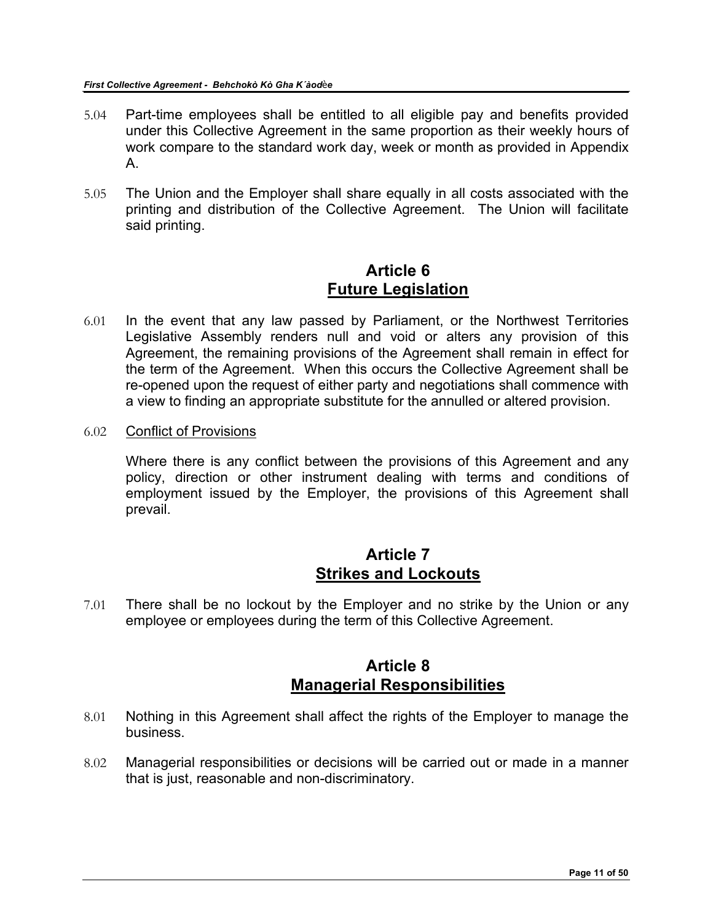5.04 Part-time employees shall be entitled to all eligible pay and benefits provided under this Collective Agreement in the same proportion as their weekly hours of work compare to the standard work day, week or month as provided in Appendix A.

5.05 The Union and the Employer shall share equally in all costs associated with the printing and distribution of the Collective Agreement. The Union will facilitate said printing.

## Article 6
## Future Legislation

6.01 In the event that any law passed by Parliament, or the Northwest Territories Legislative Assembly renders null and void or alters any provision of this Agreement, the remaining provisions of the Agreement shall remain in effect for the term of the Agreement. When this occurs the Collective Agreement shall be re-opened upon the request of either party and negotiations shall commence with a view to finding an appropriate substitute for the annulled or altered provision.

6.02 Conflict of Provisions

Where there is any conflict between the provisions of this Agreement and any policy, direction or other instrument dealing with terms and conditions of employment issued by the Employer, the provisions of this Agreement shall prevail.

## Article 7
## Strikes and Lockouts

7.01 There shall be no lockout by the Employer and no strike by the Union or any employee or employees during the term of this Collective Agreement.

## Article 8
## Managerial Responsibilities

8.01 Nothing in this Agreement shall affect the rights of the Employer to manage the business.

8.02 Managerial responsibilities or decisions will be carried out or made in a manner that is just, reasonable and non-discriminatory.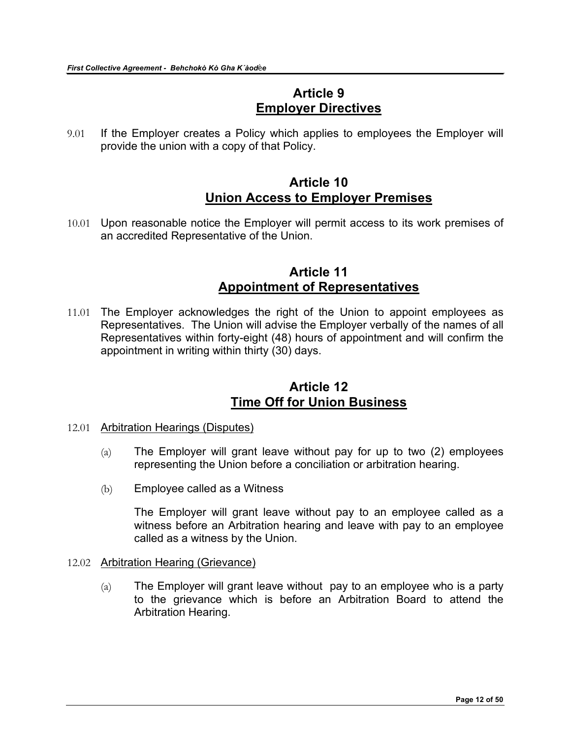## Article 9
## Employer Directives

9.01 If the Employer creates a Policy which applies to employees the Employer will provide the union with a copy of that Policy.

## Article 10
## Union Access to Employer Premises

10.01 Upon reasonable notice the Employer will permit access to its work premises of an accredited Representative of the Union.

## Article 11
## Appointment of Representatives

11.01 The Employer acknowledges the right of the Union to appoint employees as Representatives. The Union will advise the Employer verbally of the names of all Representatives within forty-eight (48) hours of appointment and will confirm the appointment in writing within thirty (30) days.

## Article 12
## Time Off for Union Business

12.01 Arbitration Hearings (Disputes)

(a) The Employer will grant leave without pay for up to two (2) employees representing the Union before a conciliation or arbitration hearing.

(b) Employee called as a Witness

The Employer will grant leave without pay to an employee called as a witness before an Arbitration hearing and leave with pay to an employee called as a witness by the Union.

12.02 Arbitration Hearing (Grievance)

(a) The Employer will grant leave without pay to an employee who is a party to the grievance which is before an Arbitration Board to attend the Arbitration Hearing.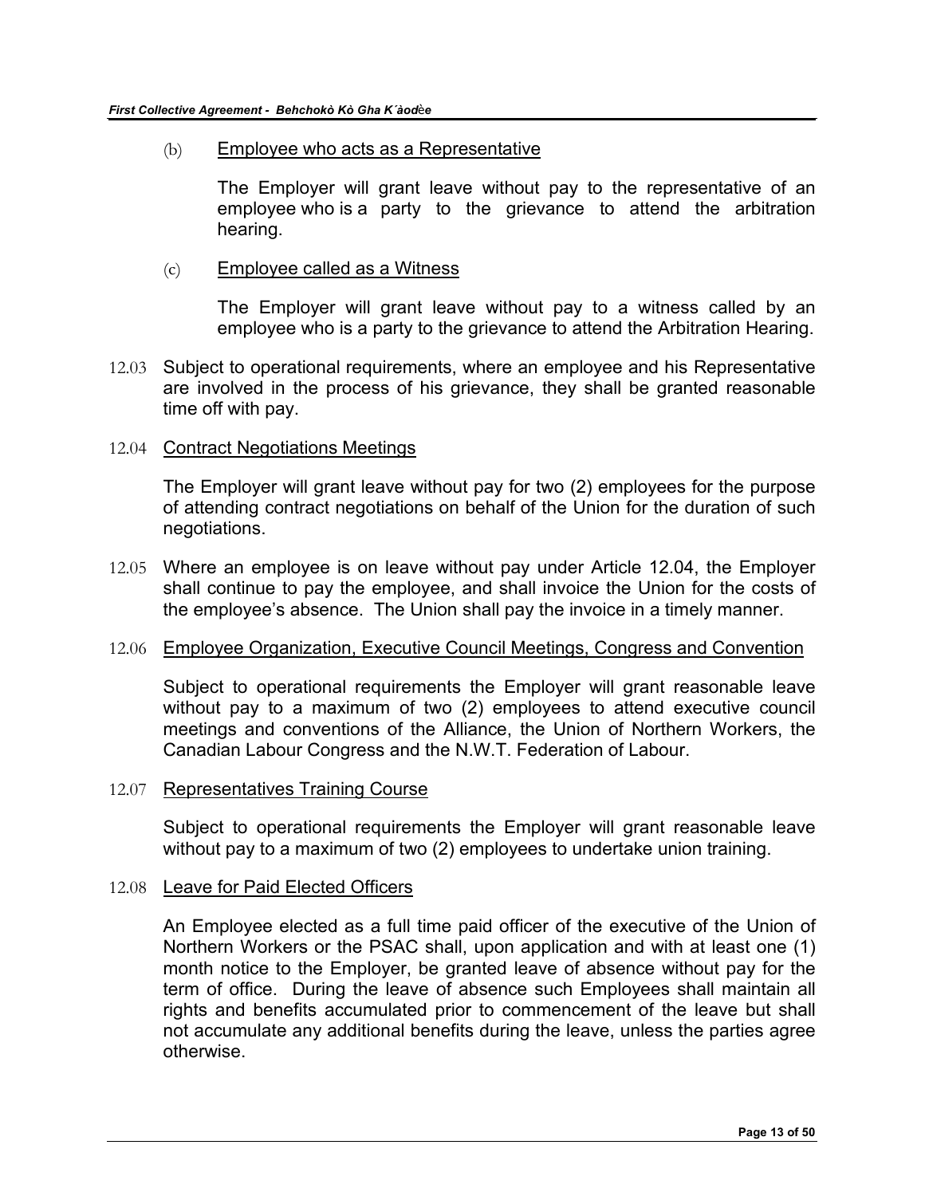(b) Employee who acts as a Representative

The Employer will grant leave without pay to the representative of an employee who is a party to the grievance to attend the arbitration hearing.

(c) Employee called as a Witness

The Employer will grant leave without pay to a witness called by an employee who is a party to the grievance to attend the Arbitration Hearing.

12.03 Subject to operational requirements, where an employee and his Representative are involved in the process of his grievance, they shall be granted reasonable time off with pay.

12.04 Contract Negotiations Meetings

The Employer will grant leave without pay for two (2) employees for the purpose of attending contract negotiations on behalf of the Union for the duration of such negotiations.

12.05 Where an employee is on leave without pay under Article 12.04, the Employer shall continue to pay the employee, and shall invoice the Union for the costs of the employee's absence. The Union shall pay the invoice in a timely manner.

12.06 Employee Organization, Executive Council Meetings, Congress and Convention

Subject to operational requirements the Employer will grant reasonable leave without pay to a maximum of two (2) employees to attend executive council meetings and conventions of the Alliance, the Union of Northern Workers, the Canadian Labour Congress and the N.W.T. Federation of Labour.

12.07 Representatives Training Course

Subject to operational requirements the Employer will grant reasonable leave without pay to a maximum of two (2) employees to undertake union training.

12.08 Leave for Paid Elected Officers

An Employee elected as a full time paid officer of the executive of the Union of Northern Workers or the PSAC shall, upon application and with at least one (1) month notice to the Employer, be granted leave of absence without pay for the term of office. During the leave of absence such Employees shall maintain all rights and benefits accumulated prior to commencement of the leave but shall not accumulate any additional benefits during the leave, unless the parties agree otherwise.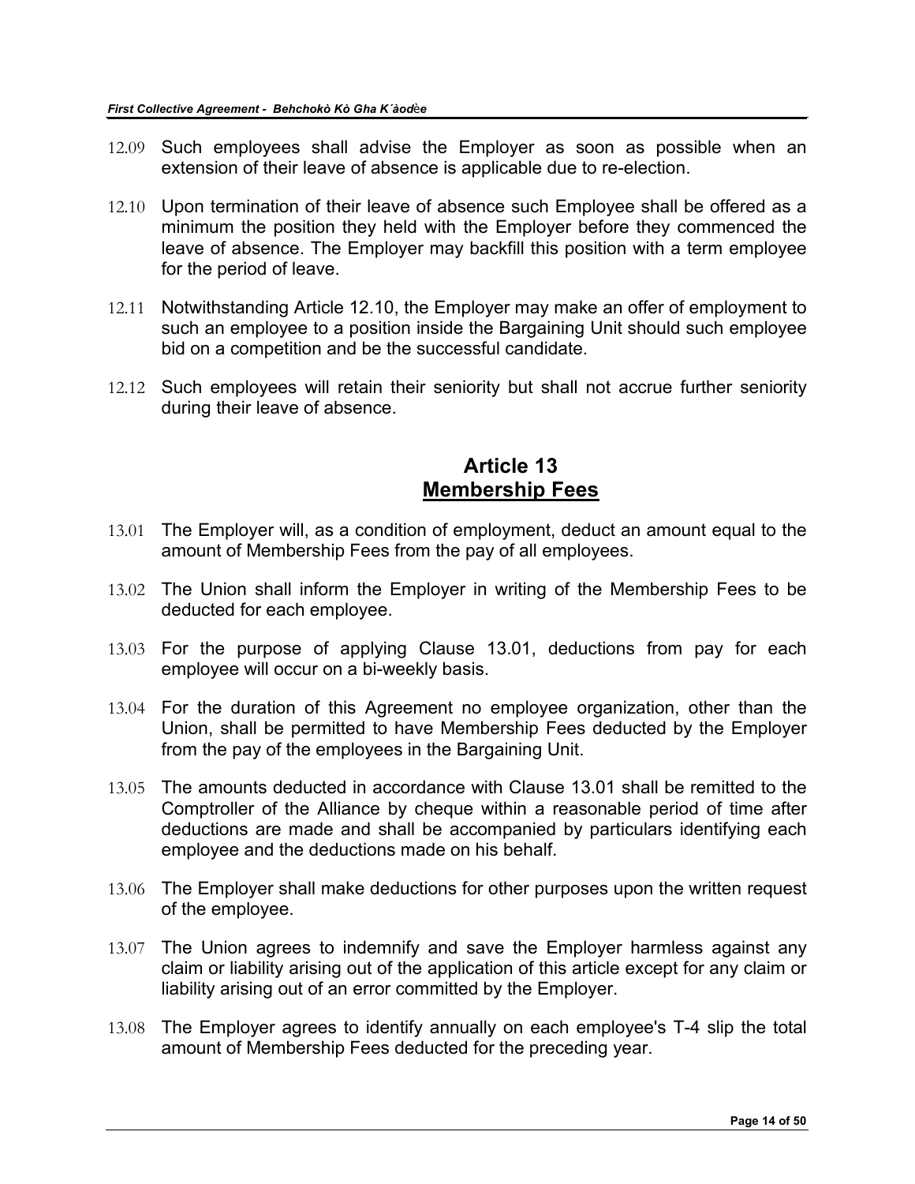12.09 Such employees shall advise the Employer as soon as possible when an extension of their leave of absence is applicable due to re-election.

12.10 Upon termination of their leave of absence such Employee shall be offered as a minimum the position they held with the Employer before they commenced the leave of absence. The Employer may backfill this position with a term employee for the period of leave.

12.11 Notwithstanding Article 12.10, the Employer may make an offer of employment to such an employee to a position inside the Bargaining Unit should such employee bid on a competition and be the successful candidate.

12.12 Such employees will retain their seniority but shall not accrue further seniority during their leave of absence.

## Article 13
## Membership Fees

13.01 The Employer will, as a condition of employment, deduct an amount equal to the amount of Membership Fees from the pay of all employees.

13.02 The Union shall inform the Employer in writing of the Membership Fees to be deducted for each employee.

13.03 For the purpose of applying Clause 13.01, deductions from pay for each employee will occur on a bi-weekly basis.

13.04 For the duration of this Agreement no employee organization, other than the Union, shall be permitted to have Membership Fees deducted by the Employer from the pay of the employees in the Bargaining Unit.

13.05 The amounts deducted in accordance with Clause 13.01 shall be remitted to the Comptroller of the Alliance by cheque within a reasonable period of time after deductions are made and shall be accompanied by particulars identifying each employee and the deductions made on his behalf.

13.06 The Employer shall make deductions for other purposes upon the written request of the employee.

13.07 The Union agrees to indemnify and save the Employer harmless against any claim or liability arising out of the application of this article except for any claim or liability arising out of an error committed by the Employer.

13.08 The Employer agrees to identify annually on each employee's T-4 slip the total amount of Membership Fees deducted for the preceding year.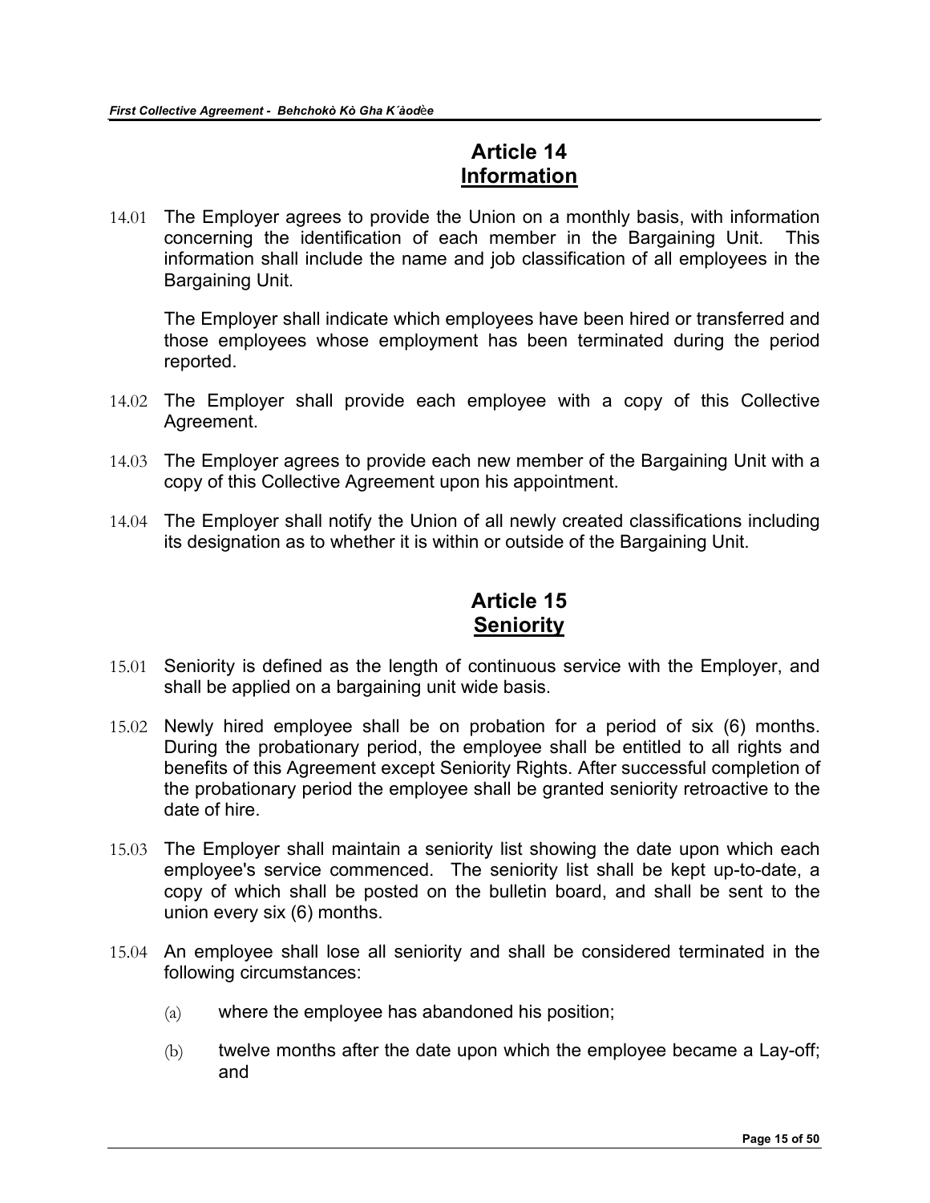# Article 14
## Information

14.01 The Employer agrees to provide the Union on a monthly basis, with information concerning the identification of each member in the Bargaining Unit. This information shall include the name and job classification of all employees in the Bargaining Unit.

The Employer shall indicate which employees have been hired or transferred and those employees whose employment has been terminated during the period reported.

14.02 The Employer shall provide each employee with a copy of this Collective Agreement.

14.03 The Employer agrees to provide each new member of the Bargaining Unit with a copy of this Collective Agreement upon his appointment.

14.04 The Employer shall notify the Union of all newly created classifications including its designation as to whether it is within or outside of the Bargaining Unit.

# Article 15
## Seniority

15.01 Seniority is defined as the length of continuous service with the Employer, and shall be applied on a bargaining unit wide basis.

15.02 Newly hired employee shall be on probation for a period of six (6) months. During the probationary period, the employee shall be entitled to all rights and benefits of this Agreement except Seniority Rights. After successful completion of the probationary period the employee shall be granted seniority retroactive to the date of hire.

15.03 The Employer shall maintain a seniority list showing the date upon which each employee's service commenced. The seniority list shall be kept up-to-date, a copy of which shall be posted on the bulletin board, and shall be sent to the union every six (6) months.

15.04 An employee shall lose all seniority and shall be considered terminated in the following circumstances:

(a) where the employee has abandoned his position;

(b) twelve months after the date upon which the employee became a Lay-off; and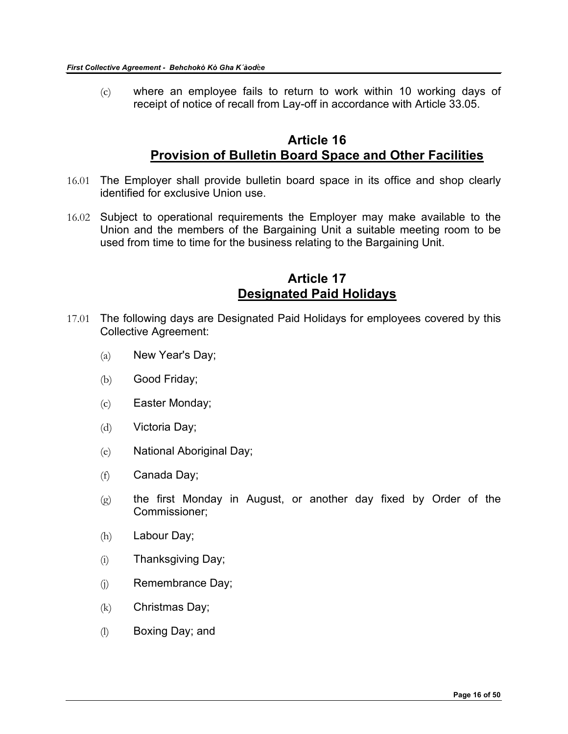(c) where an employee fails to return to work within 10 working days of receipt of notice of recall from Lay-off in accordance with Article 33.05.

## Article 16
## Provision of Bulletin Board Space and Other Facilities

16.01 The Employer shall provide bulletin board space in its office and shop clearly identified for exclusive Union use.

16.02 Subject to operational requirements the Employer may make available to the Union and the members of the Bargaining Unit a suitable meeting room to be used from time to time for the business relating to the Bargaining Unit.

## Article 17
## Designated Paid Holidays

17.01 The following days are Designated Paid Holidays for employees covered by this Collective Agreement:

(a) New Year's Day;

(b) Good Friday;

(c) Easter Monday;

(d) Victoria Day;

(e) National Aboriginal Day;

(f) Canada Day;

(g) the first Monday in August, or another day fixed by Order of the Commissioner;

(h) Labour Day;

(i) Thanksgiving Day;

(j) Remembrance Day;

(k) Christmas Day;

(l) Boxing Day; and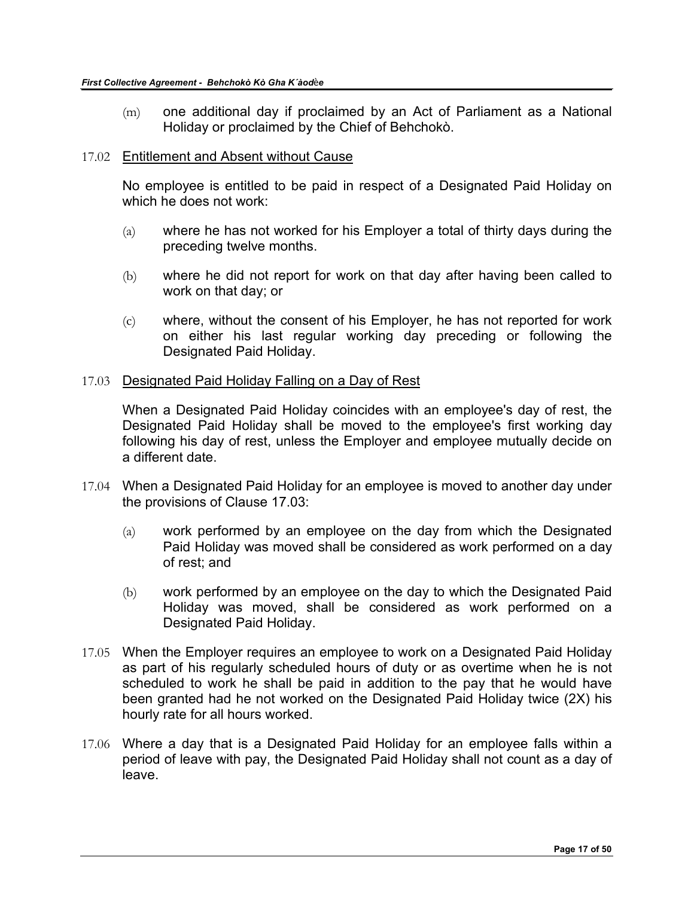(m) one additional day if proclaimed by an Act of Parliament as a National Holiday or proclaimed by the Chief of Behchokò.

17.02 <u>Entitlement and Absent without Cause</u>

No employee is entitled to be paid in respect of a Designated Paid Holiday on which he does not work:

(a) where he has not worked for his Employer a total of thirty days during the preceding twelve months.

(b) where he did not report for work on that day after having been called to work on that day; or

(c) where, without the consent of his Employer, he has not reported for work on either his last regular working day preceding or following the Designated Paid Holiday.

17.03 <u>Designated Paid Holiday Falling on a Day of Rest</u>

When a Designated Paid Holiday coincides with an employee's day of rest, the Designated Paid Holiday shall be moved to the employee's first working day following his day of rest, unless the Employer and employee mutually decide on a different date.

17.04 When a Designated Paid Holiday for an employee is moved to another day under the provisions of Clause 17.03:

(a) work performed by an employee on the day from which the Designated Paid Holiday was moved shall be considered as work performed on a day of rest; and

(b) work performed by an employee on the day to which the Designated Paid Holiday was moved, shall be considered as work performed on a Designated Paid Holiday.

17.05 When the Employer requires an employee to work on a Designated Paid Holiday as part of his regularly scheduled hours of duty or as overtime when he is not scheduled to work he shall be paid in addition to the pay that he would have been granted had he not worked on the Designated Paid Holiday twice (2X) his hourly rate for all hours worked.

17.06 Where a day that is a Designated Paid Holiday for an employee falls within a period of leave with pay, the Designated Paid Holiday shall not count as a day of leave.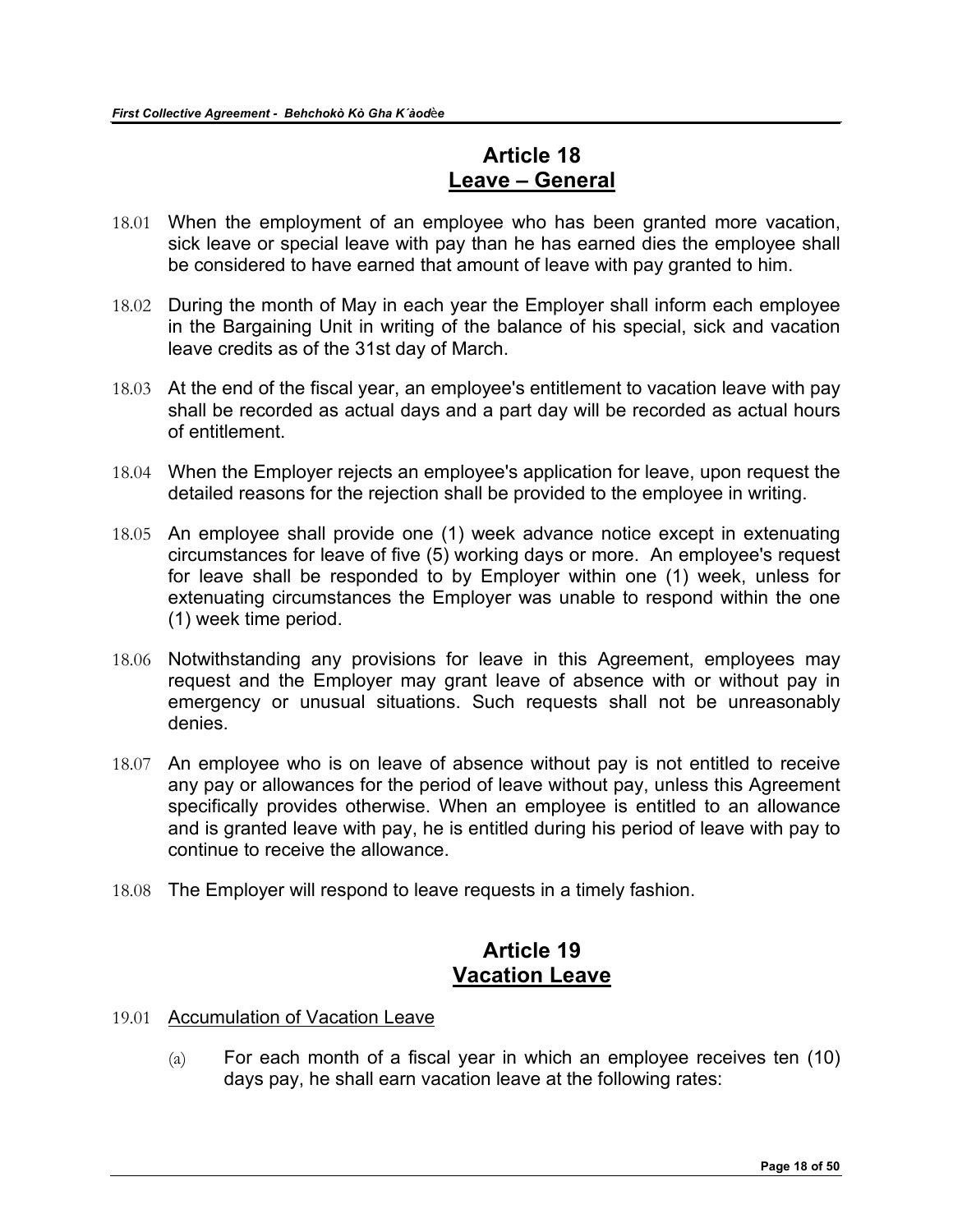# Article 18
## Leave – General

18.01 When the employment of an employee who has been granted more vacation, sick leave or special leave with pay than he has earned dies the employee shall be considered to have earned that amount of leave with pay granted to him.

18.02 During the month of May in each year the Employer shall inform each employee in the Bargaining Unit in writing of the balance of his special, sick and vacation leave credits as of the 31st day of March.

18.03 At the end of the fiscal year, an employee's entitlement to vacation leave with pay shall be recorded as actual days and a part day will be recorded as actual hours of entitlement.

18.04 When the Employer rejects an employee's application for leave, upon request the detailed reasons for the rejection shall be provided to the employee in writing.

18.05 An employee shall provide one (1) week advance notice except in extenuating circumstances for leave of five (5) working days or more. An employee's request for leave shall be responded to by Employer within one (1) week, unless for extenuating circumstances the Employer was unable to respond within the one (1) week time period.

18.06 Notwithstanding any provisions for leave in this Agreement, employees may request and the Employer may grant leave of absence with or without pay in emergency or unusual situations. Such requests shall not be unreasonably denies.

18.07 An employee who is on leave of absence without pay is not entitled to receive any pay or allowances for the period of leave without pay, unless this Agreement specifically provides otherwise. When an employee is entitled to an allowance and is granted leave with pay, he is entitled during his period of leave with pay to continue to receive the allowance.

18.08 The Employer will respond to leave requests in a timely fashion.

# Article 19
## Vacation Leave

19.01 <u>Accumulation of Vacation Leave</u>

(a) For each month of a fiscal year in which an employee receives ten (10) days pay, he shall earn vacation leave at the following rates: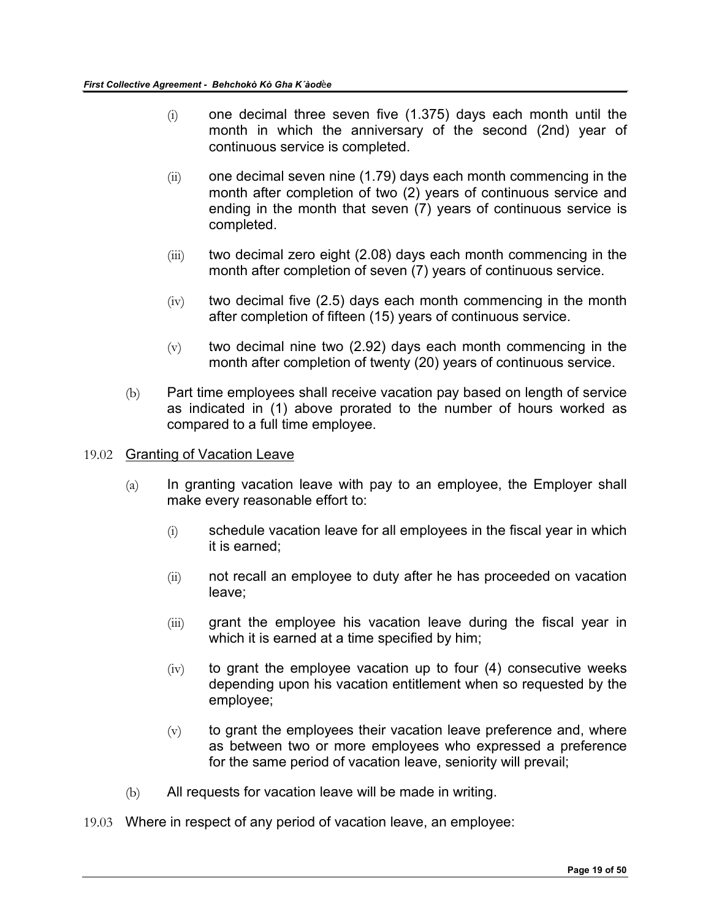(i) one decimal three seven five (1.375) days each month until the month in which the anniversary of the second (2nd) year of continuous service is completed.

(ii) one decimal seven nine (1.79) days each month commencing in the month after completion of two (2) years of continuous service and ending in the month that seven (7) years of continuous service is completed.

(iii) two decimal zero eight (2.08) days each month commencing in the month after completion of seven (7) years of continuous service.

(iv) two decimal five (2.5) days each month commencing in the month after completion of fifteen (15) years of continuous service.

(v) two decimal nine two (2.92) days each month commencing in the month after completion of twenty (20) years of continuous service.

(b) Part time employees shall receive vacation pay based on length of service as indicated in (1) above prorated to the number of hours worked as compared to a full time employee.

19.02 <u>Granting of Vacation Leave</u>

(a) In granting vacation leave with pay to an employee, the Employer shall make every reasonable effort to:

(i) schedule vacation leave for all employees in the fiscal year in which it is earned;

(ii) not recall an employee to duty after he has proceeded on vacation leave;

(iii) grant the employee his vacation leave during the fiscal year in which it is earned at a time specified by him;

(iv) to grant the employee vacation up to four (4) consecutive weeks depending upon his vacation entitlement when so requested by the employee;

(v) to grant the employees their vacation leave preference and, where as between two or more employees who expressed a preference for the same period of vacation leave, seniority will prevail;

(b) All requests for vacation leave will be made in writing.

19.03 Where in respect of any period of vacation leave, an employee: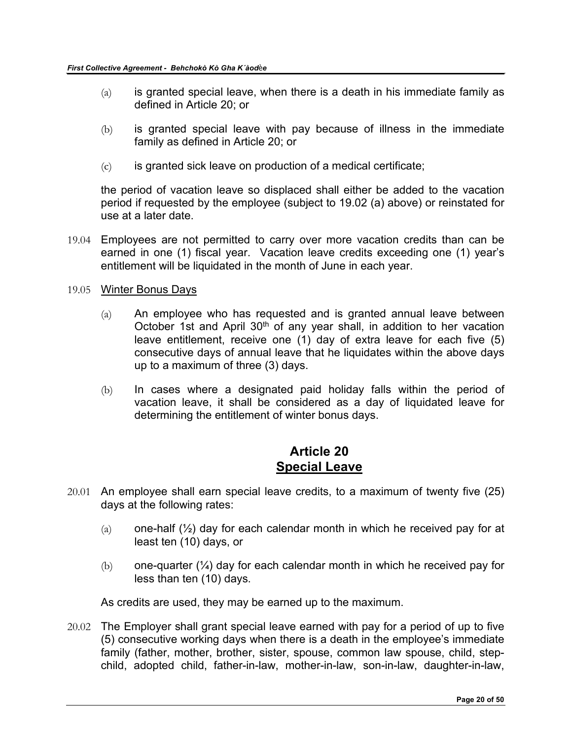(a) is granted special leave, when there is a death in his immediate family as defined in Article 20; or

(b) is granted special leave with pay because of illness in the immediate family as defined in Article 20; or

(c) is granted sick leave on production of a medical certificate;

the period of vacation leave so displaced shall either be added to the vacation period if requested by the employee (subject to 19.02 (a) above) or reinstated for use at a later date.

19.04 Employees are not permitted to carry over more vacation credits than can be earned in one (1) fiscal year. Vacation leave credits exceeding one (1) year's entitlement will be liquidated in the month of June in each year.

19.05 Winter Bonus Days

(a) An employee who has requested and is granted annual leave between October 1st and April 30th of any year shall, in addition to her vacation leave entitlement, receive one (1) day of extra leave for each five (5) consecutive days of annual leave that he liquidates within the above days up to a maximum of three (3) days.

(b) In cases where a designated paid holiday falls within the period of vacation leave, it shall be considered as a day of liquidated leave for determining the entitlement of winter bonus days.

## Article 20
## Special Leave

20.01 An employee shall earn special leave credits, to a maximum of twenty five (25) days at the following rates:

(a) one-half (½) day for each calendar month in which he received pay for at least ten (10) days, or

(b) one-quarter (¼) day for each calendar month in which he received pay for less than ten (10) days.

As credits are used, they may be earned up to the maximum.

20.02 The Employer shall grant special leave earned with pay for a period of up to five (5) consecutive working days when there is a death in the employee's immediate family (father, mother, brother, sister, spouse, common law spouse, child, step-child, adopted child, father-in-law, mother-in-law, son-in-law, daughter-in-law,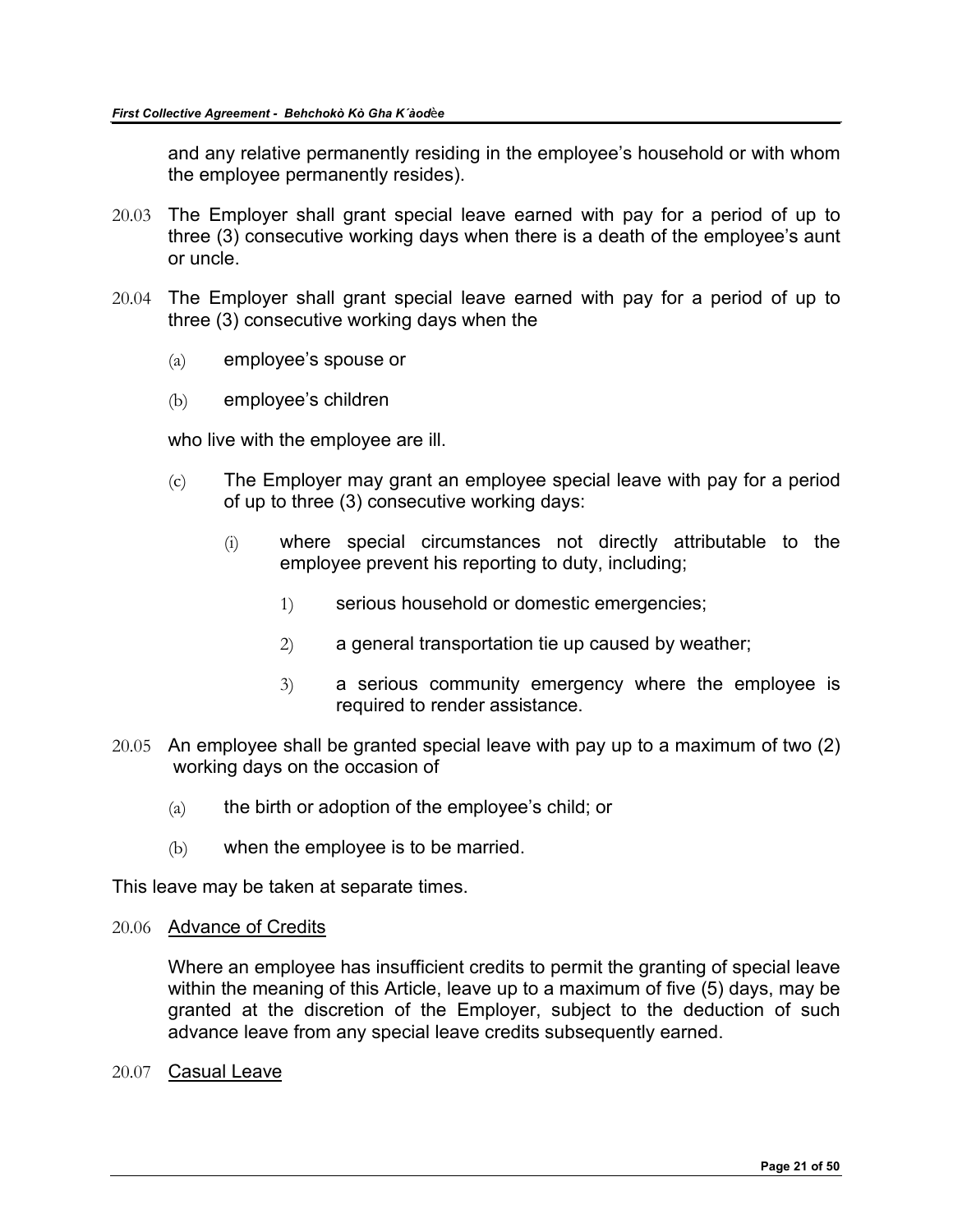and any relative permanently residing in the employee's household or with whom the employee permanently resides).

20.03 The Employer shall grant special leave earned with pay for a period of up to three (3) consecutive working days when there is a death of the employee's aunt or uncle.

20.04 The Employer shall grant special leave earned with pay for a period of up to three (3) consecutive working days when the

- (a) employee's spouse or
- (b) employee's children

who live with the employee are ill.

- (c) The Employer may grant an employee special leave with pay for a period of up to three (3) consecutive working days:
  - (i) where special circumstances not directly attributable to the employee prevent his reporting to duty, including;
    - 1) serious household or domestic emergencies;
    - 2) a general transportation tie up caused by weather;
    - 3) a serious community emergency where the employee is required to render assistance.

20.05 An employee shall be granted special leave with pay up to a maximum of two (2) working days on the occasion of

- (a) the birth or adoption of the employee's child; or
- (b) when the employee is to be married.

This leave may be taken at separate times.

20.06 Advance of Credits

Where an employee has insufficient credits to permit the granting of special leave within the meaning of this Article, leave up to a maximum of five (5) days, may be granted at the discretion of the Employer, subject to the deduction of such advance leave from any special leave credits subsequently earned.

20.07 Casual Leave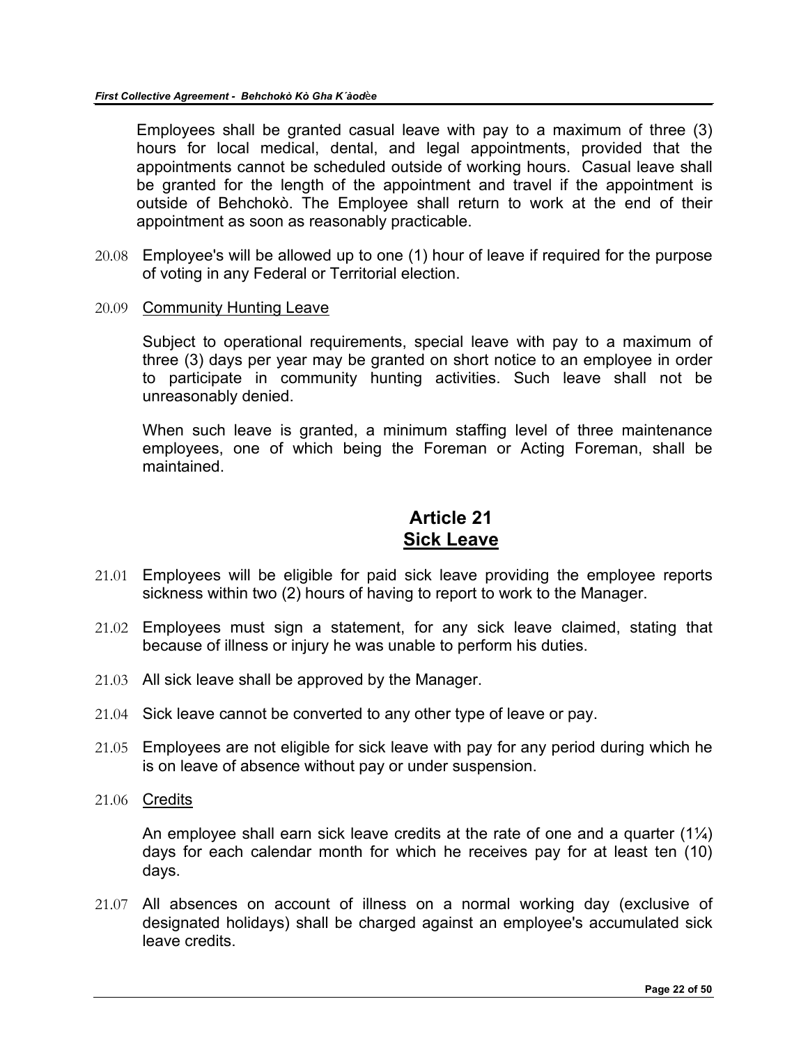Employees shall be granted casual leave with pay to a maximum of three (3) hours for local medical, dental, and legal appointments, provided that the appointments cannot be scheduled outside of working hours. Casual leave shall be granted for the length of the appointment and travel if the appointment is outside of Behchokò. The Employee shall return to work at the end of their appointment as soon as reasonably practicable.

20.08 Employee's will be allowed up to one (1) hour of leave if required for the purpose of voting in any Federal or Territorial election.

20.09 Community Hunting Leave

Subject to operational requirements, special leave with pay to a maximum of three (3) days per year may be granted on short notice to an employee in order to participate in community hunting activities. Such leave shall not be unreasonably denied.

When such leave is granted, a minimum staffing level of three maintenance employees, one of which being the Foreman or Acting Foreman, shall be maintained.

## Article 21
## Sick Leave

21.01 Employees will be eligible for paid sick leave providing the employee reports sickness within two (2) hours of having to report to work to the Manager.

21.02 Employees must sign a statement, for any sick leave claimed, stating that because of illness or injury he was unable to perform his duties.

21.03 All sick leave shall be approved by the Manager.

21.04 Sick leave cannot be converted to any other type of leave or pay.

21.05 Employees are not eligible for sick leave with pay for any period during which he is on leave of absence without pay or under suspension.

21.06 Credits

An employee shall earn sick leave credits at the rate of one and a quarter (1¼) days for each calendar month for which he receives pay for at least ten (10) days.

21.07 All absences on account of illness on a normal working day (exclusive of designated holidays) shall be charged against an employee's accumulated sick leave credits.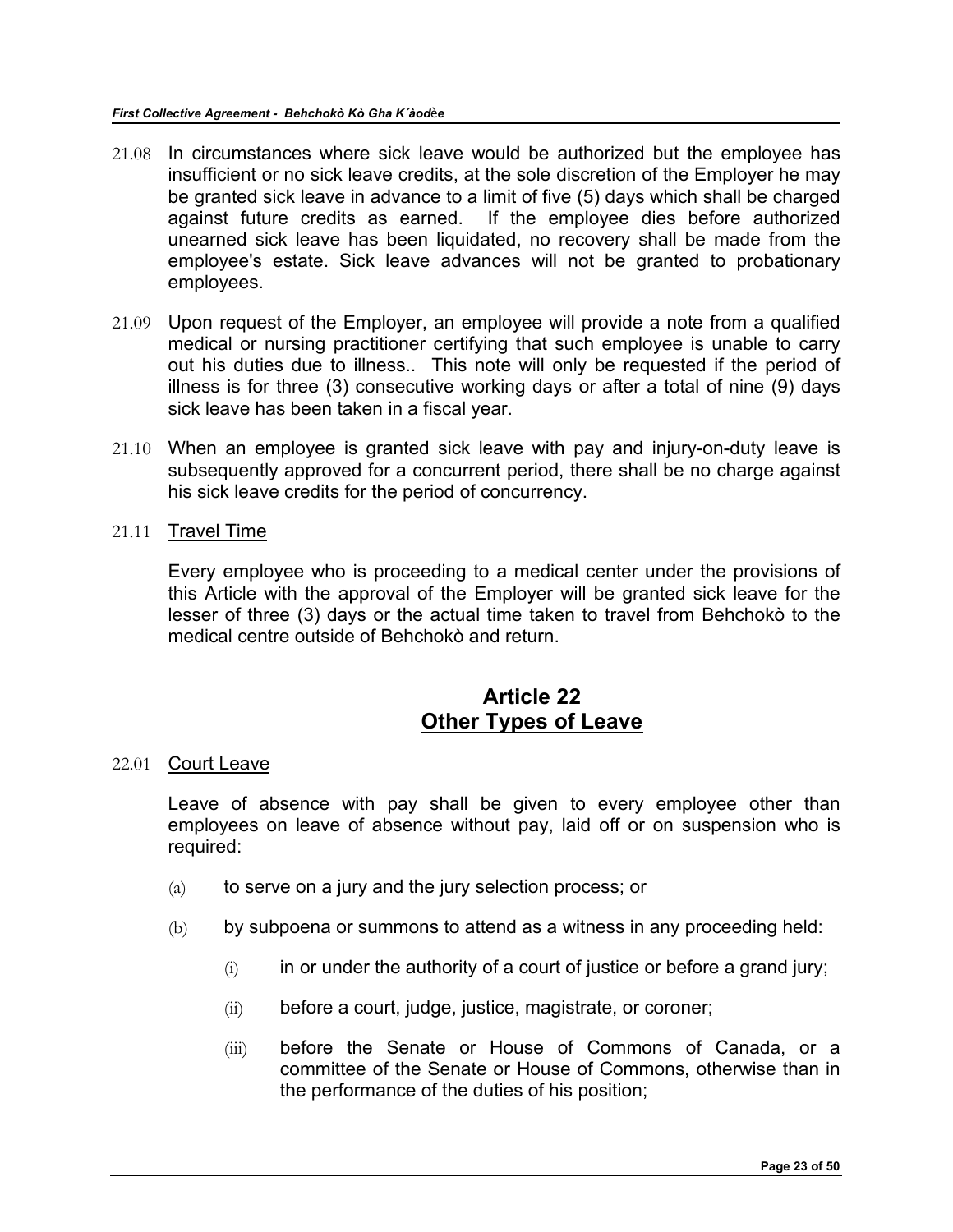21.08 In circumstances where sick leave would be authorized but the employee has insufficient or no sick leave credits, at the sole discretion of the Employer he may be granted sick leave in advance to a limit of five (5) days which shall be charged against future credits as earned. If the employee dies before authorized unearned sick leave has been liquidated, no recovery shall be made from the employee's estate. Sick leave advances will not be granted to probationary employees.

21.09 Upon request of the Employer, an employee will provide a note from a qualified medical or nursing practitioner certifying that such employee is unable to carry out his duties due to illness.. This note will only be requested if the period of illness is for three (3) consecutive working days or after a total of nine (9) days sick leave has been taken in a fiscal year.

21.10 When an employee is granted sick leave with pay and injury-on-duty leave is subsequently approved for a concurrent period, there shall be no charge against his sick leave credits for the period of concurrency.

21.11 <u>Travel Time</u>

Every employee who is proceeding to a medical center under the provisions of this Article with the approval of the Employer will be granted sick leave for the lesser of three (3) days or the actual time taken to travel from Behchokò to the medical centre outside of Behchokò and return.

## Article 22
## <u>Other Types of Leave</u>

22.01 <u>Court Leave</u>

Leave of absence with pay shall be given to every employee other than employees on leave of absence without pay, laid off or on suspension who is required:

(a) to serve on a jury and the jury selection process; or

(b) by subpoena or summons to attend as a witness in any proceeding held:

(i) in or under the authority of a court of justice or before a grand jury;

(ii) before a court, judge, justice, magistrate, or coroner;

(iii) before the Senate or House of Commons of Canada, or a committee of the Senate or House of Commons, otherwise than in the performance of the duties of his position;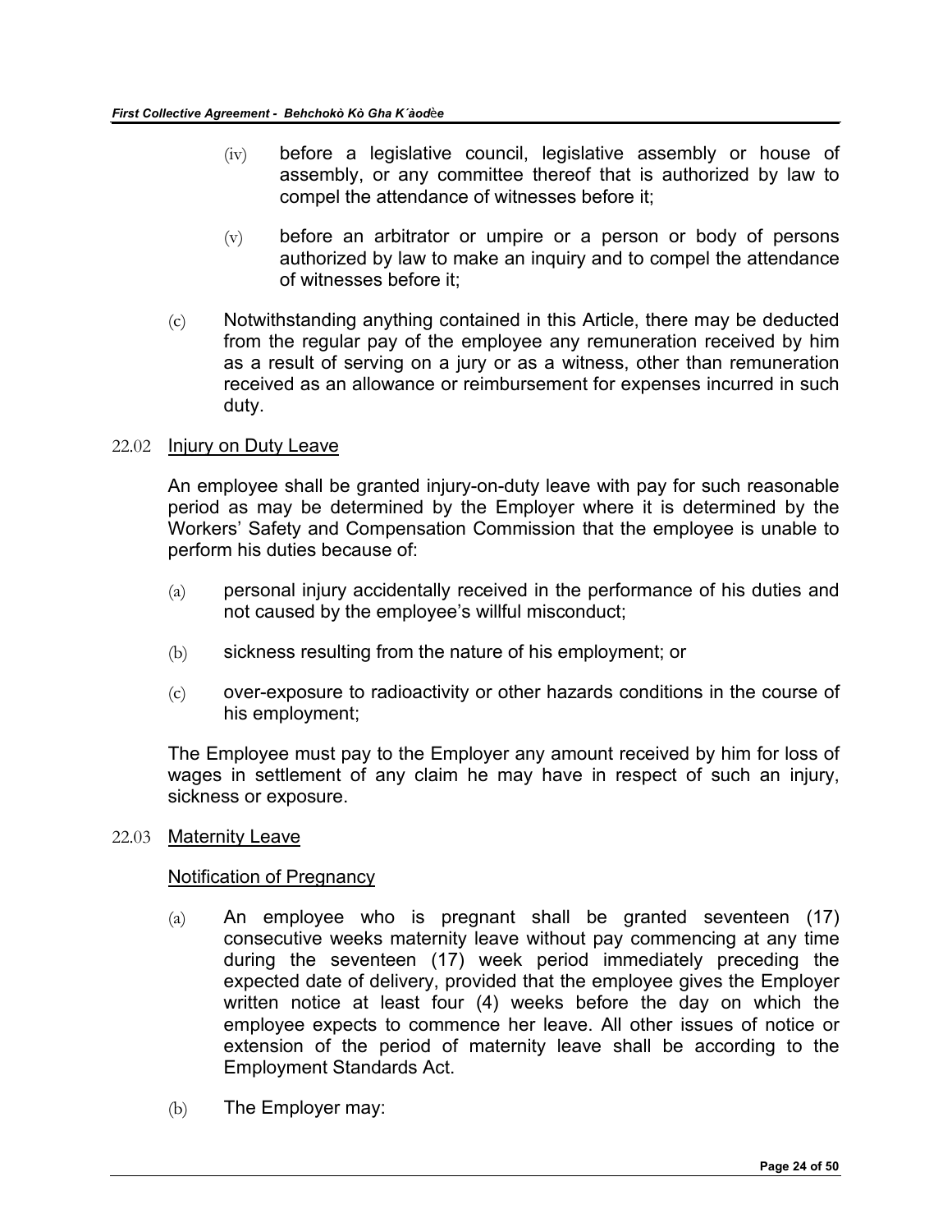(iv) before a legislative council, legislative assembly or house of assembly, or any committee thereof that is authorized by law to compel the attendance of witnesses before it;

(v) before an arbitrator or umpire or a person or body of persons authorized by law to make an inquiry and to compel the attendance of witnesses before it;

(c) Notwithstanding anything contained in this Article, there may be deducted from the regular pay of the employee any remuneration received by him as a result of serving on a jury or as a witness, other than remuneration received as an allowance or reimbursement for expenses incurred in such duty.

22.02 <u>Injury on Duty Leave</u>

An employee shall be granted injury-on-duty leave with pay for such reasonable period as may be determined by the Employer where it is determined by the Workers' Safety and Compensation Commission that the employee is unable to perform his duties because of:

(a) personal injury accidentally received in the performance of his duties and not caused by the employee's willful misconduct;

(b) sickness resulting from the nature of his employment; or

(c) over-exposure to radioactivity or other hazards conditions in the course of his employment;

The Employee must pay to the Employer any amount received by him for loss of wages in settlement of any claim he may have in respect of such an injury, sickness or exposure.

22.03 <u>Maternity Leave</u>

<u>Notification of Pregnancy</u>

(a) An employee who is pregnant shall be granted seventeen (17) consecutive weeks maternity leave without pay commencing at any time during the seventeen (17) week period immediately preceding the expected date of delivery, provided that the employee gives the Employer written notice at least four (4) weeks before the day on which the employee expects to commence her leave. All other issues of notice or extension of the period of maternity leave shall be according to the Employment Standards Act.

(b) The Employer may: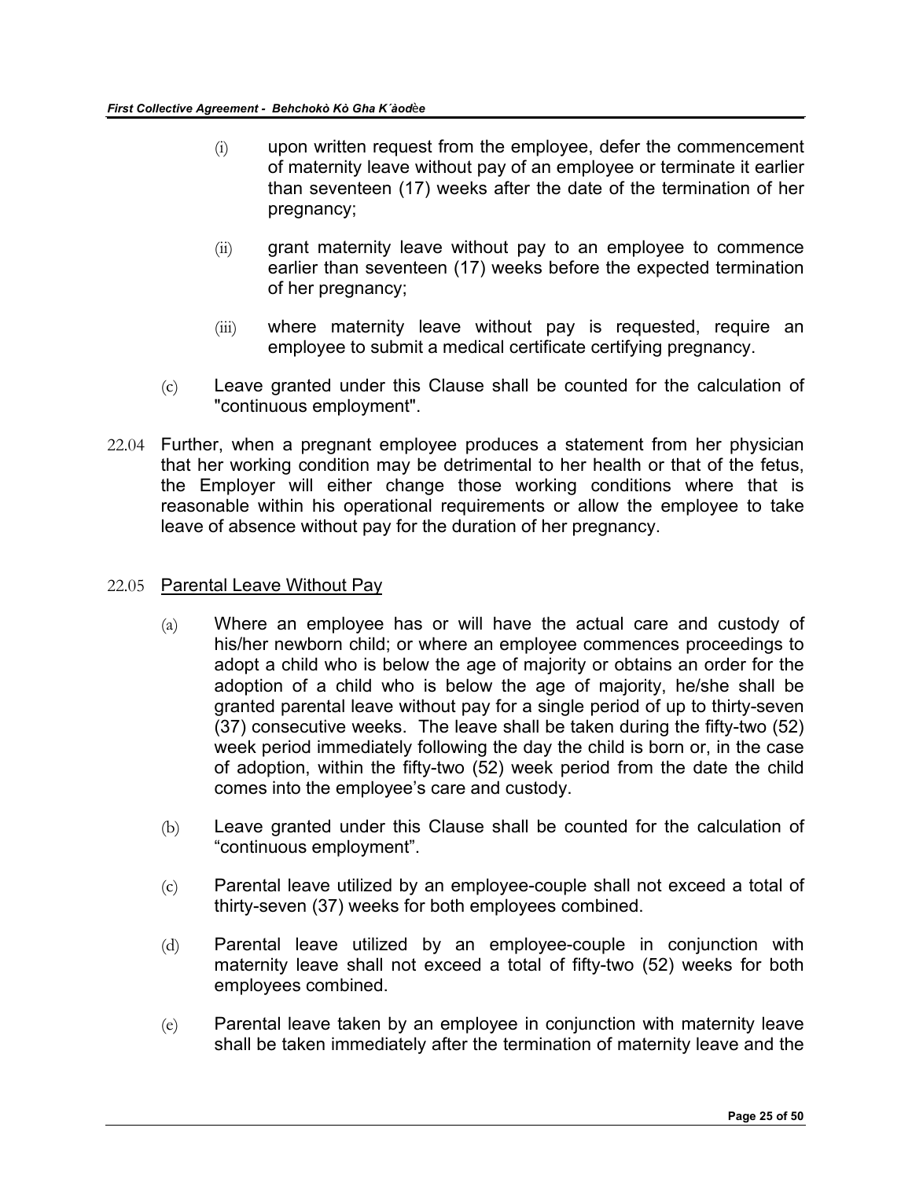(i) upon written request from the employee, defer the commencement of maternity leave without pay of an employee or terminate it earlier than seventeen (17) weeks after the date of the termination of her pregnancy;

(ii) grant maternity leave without pay to an employee to commence earlier than seventeen (17) weeks before the expected termination of her pregnancy;

(iii) where maternity leave without pay is requested, require an employee to submit a medical certificate certifying pregnancy.

(c) Leave granted under this Clause shall be counted for the calculation of "continuous employment".

22.04 Further, when a pregnant employee produces a statement from her physician that her working condition may be detrimental to her health or that of the fetus, the Employer will either change those working conditions where that is reasonable within his operational requirements or allow the employee to take leave of absence without pay for the duration of her pregnancy.

22.05 <u>Parental Leave Without Pay</u>

(a) Where an employee has or will have the actual care and custody of his/her newborn child; or where an employee commences proceedings to adopt a child who is below the age of majority or obtains an order for the adoption of a child who is below the age of majority, he/she shall be granted parental leave without pay for a single period of up to thirty-seven (37) consecutive weeks. The leave shall be taken during the fifty-two (52) week period immediately following the day the child is born or, in the case of adoption, within the fifty-two (52) week period from the date the child comes into the employee's care and custody.

(b) Leave granted under this Clause shall be counted for the calculation of "continuous employment".

(c) Parental leave utilized by an employee-couple shall not exceed a total of thirty-seven (37) weeks for both employees combined.

(d) Parental leave utilized by an employee-couple in conjunction with maternity leave shall not exceed a total of fifty-two (52) weeks for both employees combined.

(e) Parental leave taken by an employee in conjunction with maternity leave shall be taken immediately after the termination of maternity leave and the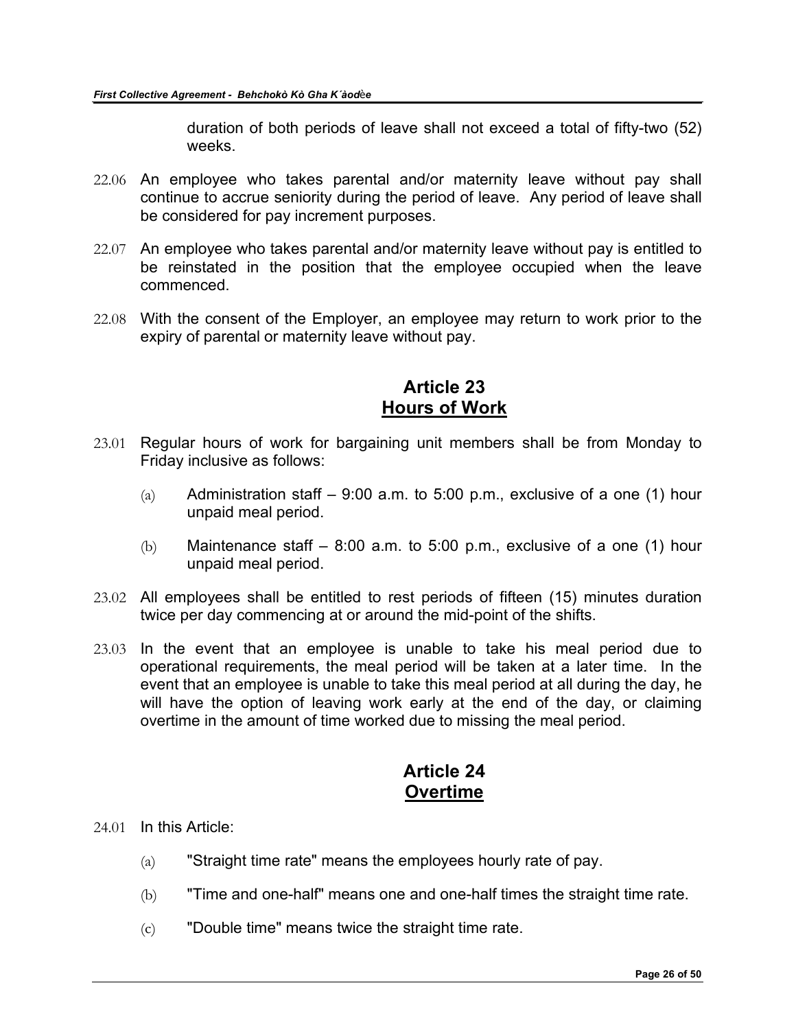duration of both periods of leave shall not exceed a total of fifty-two (52) weeks.

22.06 An employee who takes parental and/or maternity leave without pay shall continue to accrue seniority during the period of leave. Any period of leave shall be considered for pay increment purposes.

22.07 An employee who takes parental and/or maternity leave without pay is entitled to be reinstated in the position that the employee occupied when the leave commenced.

22.08 With the consent of the Employer, an employee may return to work prior to the expiry of parental or maternity leave without pay.

## Article 23
## Hours of Work

23.01 Regular hours of work for bargaining unit members shall be from Monday to Friday inclusive as follows:

(a) Administration staff – 9:00 a.m. to 5:00 p.m., exclusive of a one (1) hour unpaid meal period.

(b) Maintenance staff – 8:00 a.m. to 5:00 p.m., exclusive of a one (1) hour unpaid meal period.

23.02 All employees shall be entitled to rest periods of fifteen (15) minutes duration twice per day commencing at or around the mid-point of the shifts.

23.03 In the event that an employee is unable to take his meal period due to operational requirements, the meal period will be taken at a later time. In the event that an employee is unable to take this meal period at all during the day, he will have the option of leaving work early at the end of the day, or claiming overtime in the amount of time worked due to missing the meal period.

## Article 24
## Overtime

24.01 In this Article:

(a) "Straight time rate" means the employees hourly rate of pay.

(b) "Time and one-half" means one and one-half times the straight time rate.

(c) "Double time" means twice the straight time rate.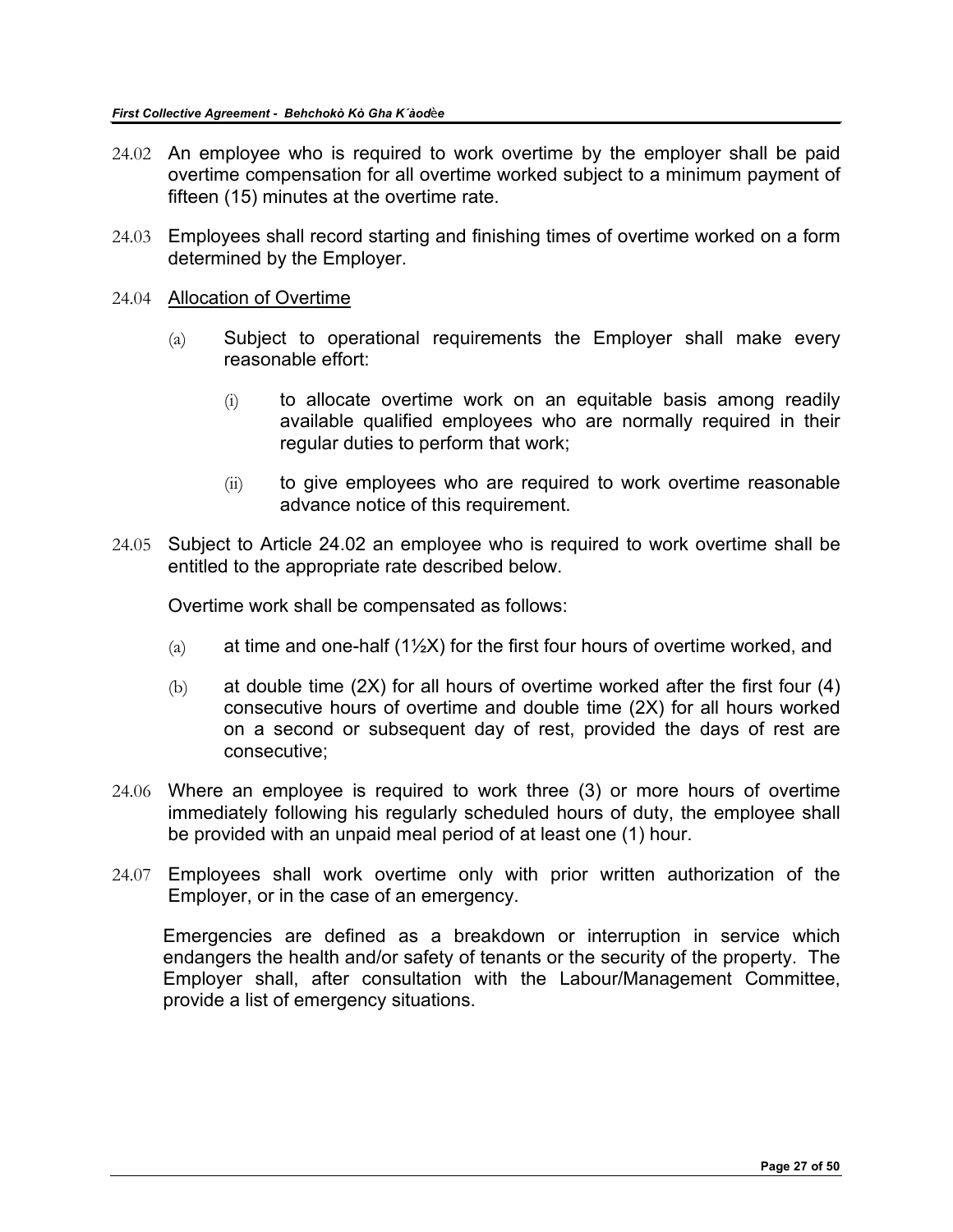24.02 An employee who is required to work overtime by the employer shall be paid overtime compensation for all overtime worked subject to a minimum payment of fifteen (15) minutes at the overtime rate.

24.03 Employees shall record starting and finishing times of overtime worked on a form determined by the Employer.

24.04 <u>Allocation of Overtime</u>

(a) Subject to operational requirements the Employer shall make every reasonable effort:

(i) to allocate overtime work on an equitable basis among readily available qualified employees who are normally required in their regular duties to perform that work;

(ii) to give employees who are required to work overtime reasonable advance notice of this requirement.

24.05 Subject to Article 24.02 an employee who is required to work overtime shall be entitled to the appropriate rate described below.

Overtime work shall be compensated as follows:

(a) at time and one-half (1½X) for the first four hours of overtime worked, and

(b) at double time (2X) for all hours of overtime worked after the first four (4) consecutive hours of overtime and double time (2X) for all hours worked on a second or subsequent day of rest, provided the days of rest are consecutive;

24.06 Where an employee is required to work three (3) or more hours of overtime immediately following his regularly scheduled hours of duty, the employee shall be provided with an unpaid meal period of at least one (1) hour.

24.07 Employees shall work overtime only with prior written authorization of the Employer, or in the case of an emergency.

Emergencies are defined as a breakdown or interruption in service which endangers the health and/or safety of tenants or the security of the property. The Employer shall, after consultation with the Labour/Management Committee, provide a list of emergency situations.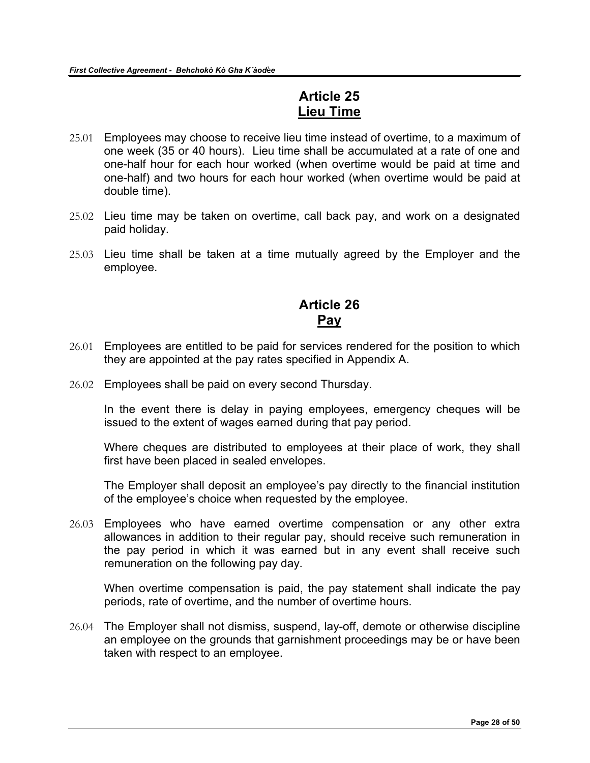# Article 25
## Lieu Time

25.01 Employees may choose to receive lieu time instead of overtime, to a maximum of one week (35 or 40 hours). Lieu time shall be accumulated at a rate of one and one-half hour for each hour worked (when overtime would be paid at time and one-half) and two hours for each hour worked (when overtime would be paid at double time).

25.02 Lieu time may be taken on overtime, call back pay, and work on a designated paid holiday.

25.03 Lieu time shall be taken at a time mutually agreed by the Employer and the employee.

# Article 26
## Pay

26.01 Employees are entitled to be paid for services rendered for the position to which they are appointed at the pay rates specified in Appendix A.

26.02 Employees shall be paid on every second Thursday.

In the event there is delay in paying employees, emergency cheques will be issued to the extent of wages earned during that pay period.

Where cheques are distributed to employees at their place of work, they shall first have been placed in sealed envelopes.

The Employer shall deposit an employee's pay directly to the financial institution of the employee's choice when requested by the employee.

26.03 Employees who have earned overtime compensation or any other extra allowances in addition to their regular pay, should receive such remuneration in the pay period in which it was earned but in any event shall receive such remuneration on the following pay day.

When overtime compensation is paid, the pay statement shall indicate the pay periods, rate of overtime, and the number of overtime hours.

26.04 The Employer shall not dismiss, suspend, lay-off, demote or otherwise discipline an employee on the grounds that garnishment proceedings may be or have been taken with respect to an employee.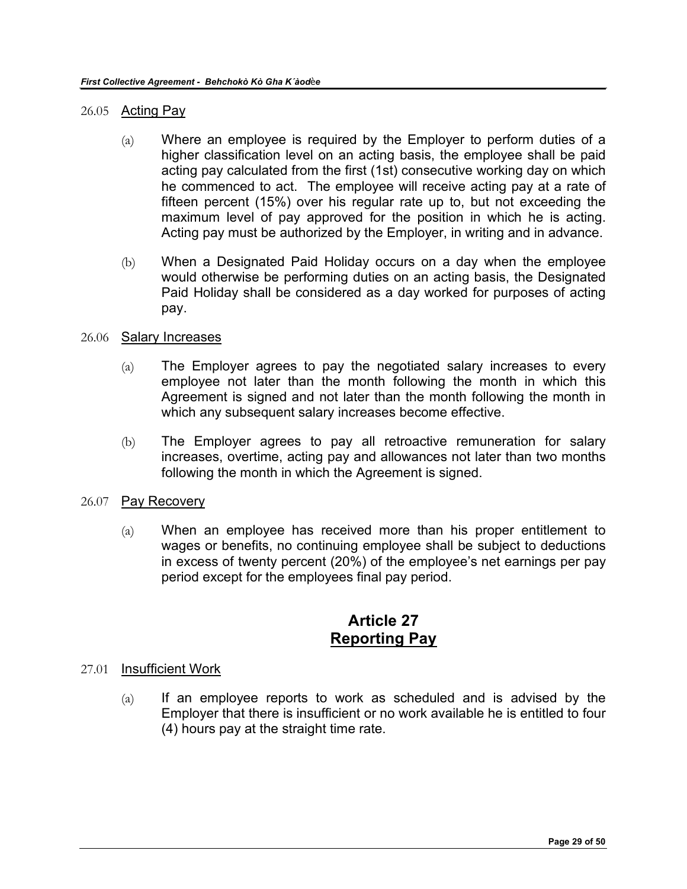26.05 <u>Acting Pay</u>

(a) Where an employee is required by the Employer to perform duties of a higher classification level on an acting basis, the employee shall be paid acting pay calculated from the first (1st) consecutive working day on which he commenced to act. The employee will receive acting pay at a rate of fifteen percent (15%) over his regular rate up to, but not exceeding the maximum level of pay approved for the position in which he is acting. Acting pay must be authorized by the Employer, in writing and in advance.

(b) When a Designated Paid Holiday occurs on a day when the employee would otherwise be performing duties on an acting basis, the Designated Paid Holiday shall be considered as a day worked for purposes of acting pay.

26.06 <u>Salary Increases</u>

(a) The Employer agrees to pay the negotiated salary increases to every employee not later than the month following the month in which this Agreement is signed and not later than the month following the month in which any subsequent salary increases become effective.

(b) The Employer agrees to pay all retroactive remuneration for salary increases, overtime, acting pay and allowances not later than two months following the month in which the Agreement is signed.

26.07 <u>Pay Recovery</u>

(a) When an employee has received more than his proper entitlement to wages or benefits, no continuing employee shall be subject to deductions in excess of twenty percent (20%) of the employee's net earnings per pay period except for the employees final pay period.

## Article 27
## Reporting Pay

27.01 <u>Insufficient Work</u>

(a) If an employee reports to work as scheduled and is advised by the Employer that there is insufficient or no work available he is entitled to four (4) hours pay at the straight time rate.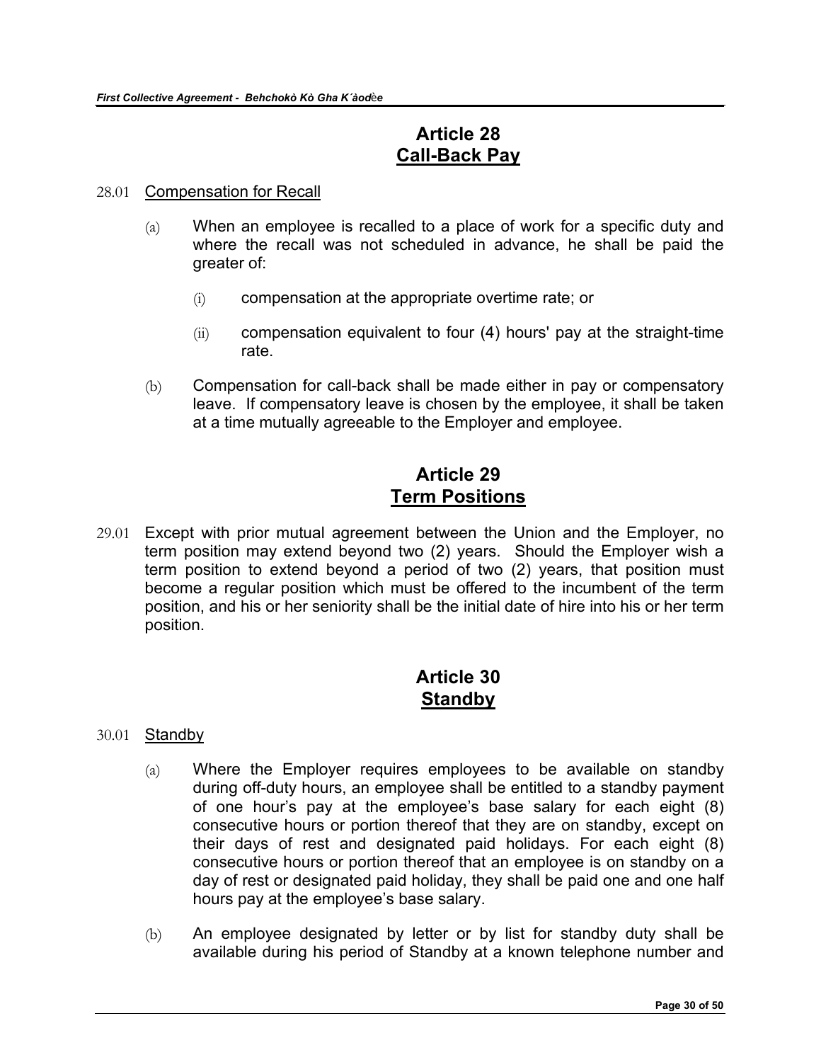## Article 28
## Call-Back Pay

28.01 Compensation for Recall

(a) When an employee is recalled to a place of work for a specific duty and where the recall was not scheduled in advance, he shall be paid the greater of:

(i) compensation at the appropriate overtime rate; or

(ii) compensation equivalent to four (4) hours' pay at the straight-time rate.

(b) Compensation for call-back shall be made either in pay or compensatory leave. If compensatory leave is chosen by the employee, it shall be taken at a time mutually agreeable to the Employer and employee.

## Article 29
## Term Positions

29.01 Except with prior mutual agreement between the Union and the Employer, no term position may extend beyond two (2) years. Should the Employer wish a term position to extend beyond a period of two (2) years, that position must become a regular position which must be offered to the incumbent of the term position, and his or her seniority shall be the initial date of hire into his or her term position.

## Article 30
## Standby

30.01 Standby

(a) Where the Employer requires employees to be available on standby during off-duty hours, an employee shall be entitled to a standby payment of one hour's pay at the employee's base salary for each eight (8) consecutive hours or portion thereof that they are on standby, except on their days of rest and designated paid holidays. For each eight (8) consecutive hours or portion thereof that an employee is on standby on a day of rest or designated paid holiday, they shall be paid one and one half hours pay at the employee's base salary.

(b) An employee designated by letter or by list for standby duty shall be available during his period of Standby at a known telephone number and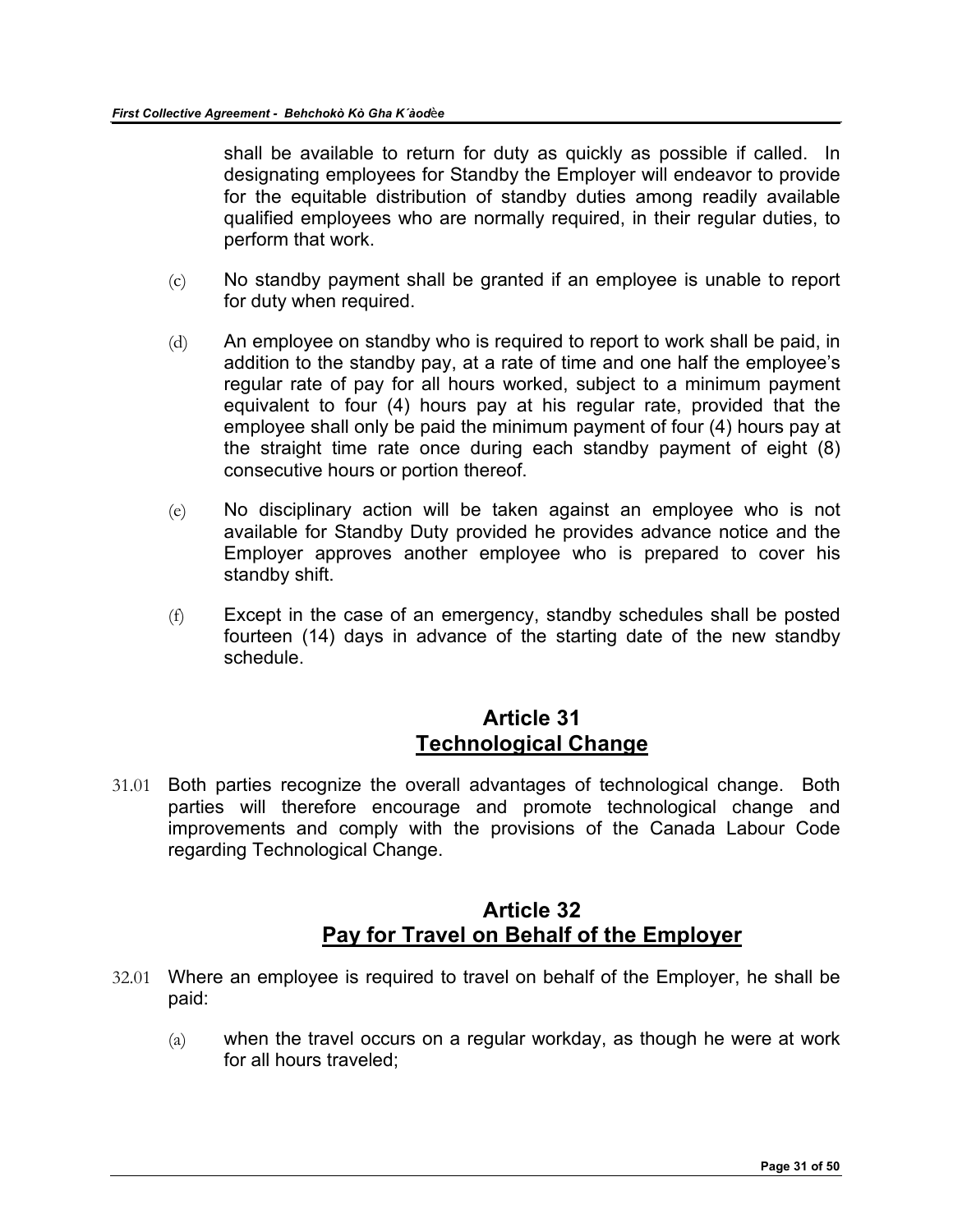shall be available to return for duty as quickly as possible if called. In designating employees for Standby the Employer will endeavor to provide for the equitable distribution of standby duties among readily available qualified employees who are normally required, in their regular duties, to perform that work.

(c) No standby payment shall be granted if an employee is unable to report for duty when required.

(d) An employee on standby who is required to report to work shall be paid, in addition to the standby pay, at a rate of time and one half the employee's regular rate of pay for all hours worked, subject to a minimum payment equivalent to four (4) hours pay at his regular rate, provided that the employee shall only be paid the minimum payment of four (4) hours pay at the straight time rate once during each standby payment of eight (8) consecutive hours or portion thereof.

(e) No disciplinary action will be taken against an employee who is not available for Standby Duty provided he provides advance notice and the Employer approves another employee who is prepared to cover his standby shift.

(f) Except in the case of an emergency, standby schedules shall be posted fourteen (14) days in advance of the starting date of the new standby schedule.

## Article 31
## Technological Change

31.01 Both parties recognize the overall advantages of technological change. Both parties will therefore encourage and promote technological change and improvements and comply with the provisions of the Canada Labour Code regarding Technological Change.

## Article 32
## Pay for Travel on Behalf of the Employer

32.01 Where an employee is required to travel on behalf of the Employer, he shall be paid:

(a) when the travel occurs on a regular workday, as though he were at work for all hours traveled;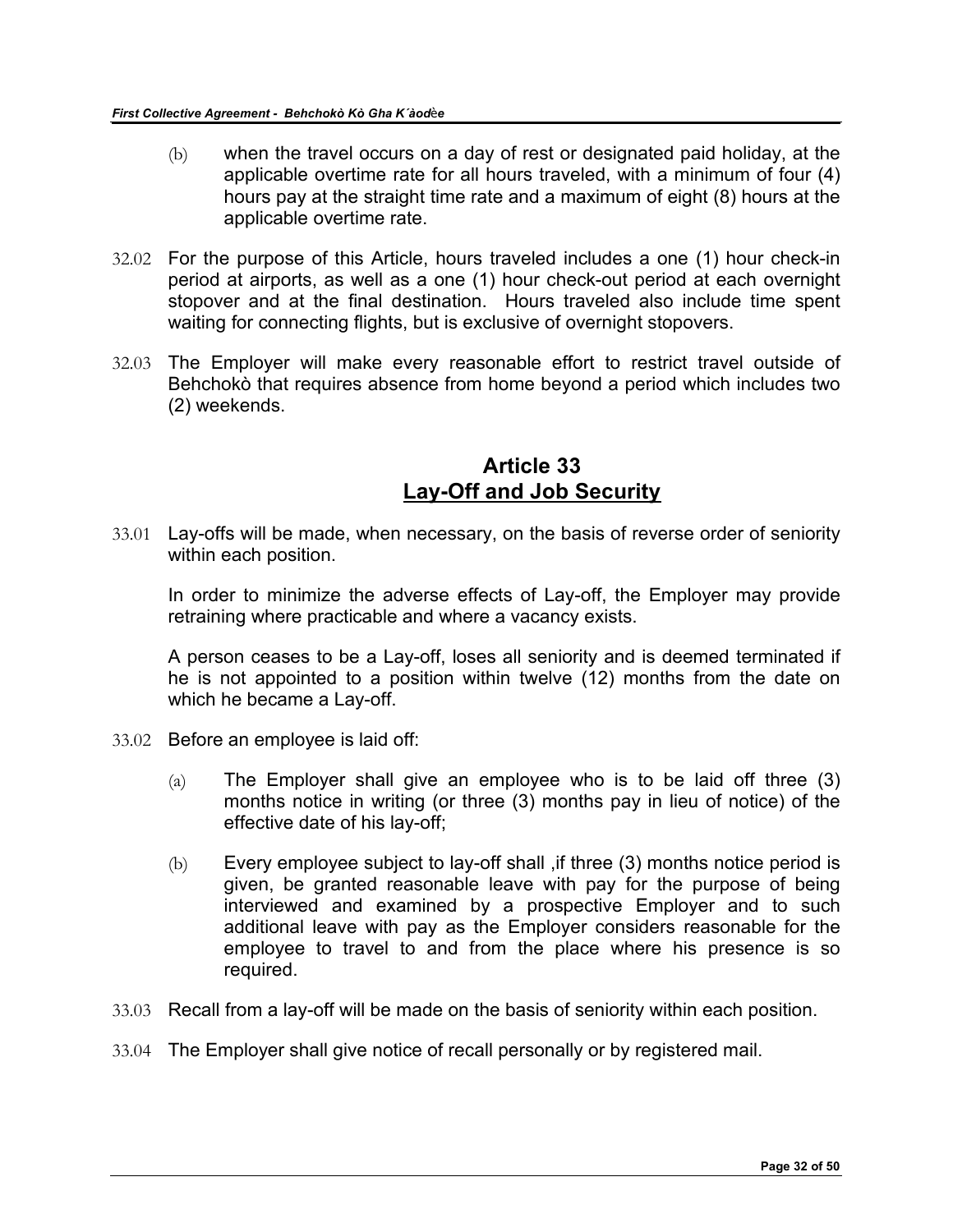(b) when the travel occurs on a day of rest or designated paid holiday, at the applicable overtime rate for all hours traveled, with a minimum of four (4) hours pay at the straight time rate and a maximum of eight (8) hours at the applicable overtime rate.

32.02 For the purpose of this Article, hours traveled includes a one (1) hour check-in period at airports, as well as a one (1) hour check-out period at each overnight stopover and at the final destination. Hours traveled also include time spent waiting for connecting flights, but is exclusive of overnight stopovers.

32.03 The Employer will make every reasonable effort to restrict travel outside of Behchokò that requires absence from home beyond a period which includes two (2) weekends.

## Article 33
## Lay-Off and Job Security

33.01 Lay-offs will be made, when necessary, on the basis of reverse order of seniority within each position.

In order to minimize the adverse effects of Lay-off, the Employer may provide retraining where practicable and where a vacancy exists.

A person ceases to be a Lay-off, loses all seniority and is deemed terminated if he is not appointed to a position within twelve (12) months from the date on which he became a Lay-off.

33.02 Before an employee is laid off:

(a) The Employer shall give an employee who is to be laid off three (3) months notice in writing (or three (3) months pay in lieu of notice) of the effective date of his lay-off;

(b) Every employee subject to lay-off shall ,if three (3) months notice period is given, be granted reasonable leave with pay for the purpose of being interviewed and examined by a prospective Employer and to such additional leave with pay as the Employer considers reasonable for the employee to travel to and from the place where his presence is so required.

33.03 Recall from a lay-off will be made on the basis of seniority within each position.

33.04 The Employer shall give notice of recall personally or by registered mail.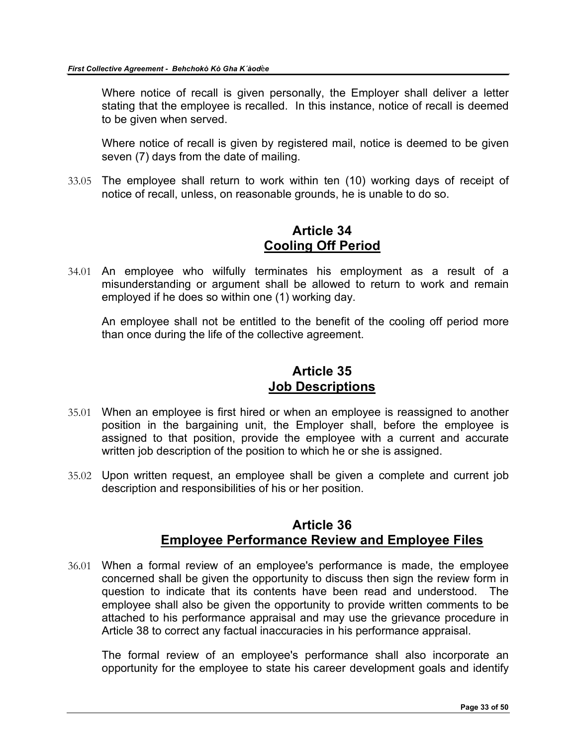Where notice of recall is given personally, the Employer shall deliver a letter stating that the employee is recalled. In this instance, notice of recall is deemed to be given when served.

Where notice of recall is given by registered mail, notice is deemed to be given seven (7) days from the date of mailing.

33.05 The employee shall return to work within ten (10) working days of receipt of notice of recall, unless, on reasonable grounds, he is unable to do so.

## Article 34
## Cooling Off Period

34.01 An employee who wilfully terminates his employment as a result of a misunderstanding or argument shall be allowed to return to work and remain employed if he does so within one (1) working day.

An employee shall not be entitled to the benefit of the cooling off period more than once during the life of the collective agreement.

## Article 35
## Job Descriptions

35.01 When an employee is first hired or when an employee is reassigned to another position in the bargaining unit, the Employer shall, before the employee is assigned to that position, provide the employee with a current and accurate written job description of the position to which he or she is assigned.

35.02 Upon written request, an employee shall be given a complete and current job description and responsibilities of his or her position.

## Article 36
## Employee Performance Review and Employee Files

36.01 When a formal review of an employee's performance is made, the employee concerned shall be given the opportunity to discuss then sign the review form in question to indicate that its contents have been read and understood. The employee shall also be given the opportunity to provide written comments to be attached to his performance appraisal and may use the grievance procedure in Article 38 to correct any factual inaccuracies in his performance appraisal.

The formal review of an employee's performance shall also incorporate an opportunity for the employee to state his career development goals and identify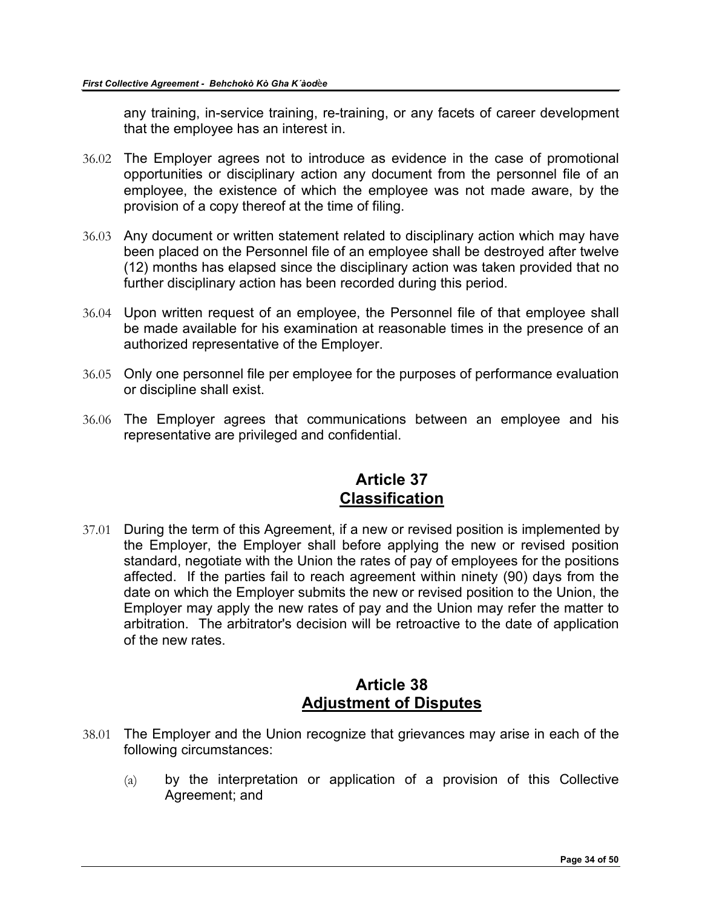any training, in-service training, re-training, or any facets of career development that the employee has an interest in.

36.02 The Employer agrees not to introduce as evidence in the case of promotional opportunities or disciplinary action any document from the personnel file of an employee, the existence of which the employee was not made aware, by the provision of a copy thereof at the time of filing.

36.03 Any document or written statement related to disciplinary action which may have been placed on the Personnel file of an employee shall be destroyed after twelve (12) months has elapsed since the disciplinary action was taken provided that no further disciplinary action has been recorded during this period.

36.04 Upon written request of an employee, the Personnel file of that employee shall be made available for his examination at reasonable times in the presence of an authorized representative of the Employer.

36.05 Only one personnel file per employee for the purposes of performance evaluation or discipline shall exist.

36.06 The Employer agrees that communications between an employee and his representative are privileged and confidential.

## Article 37
## Classification

37.01 During the term of this Agreement, if a new or revised position is implemented by the Employer, the Employer shall before applying the new or revised position standard, negotiate with the Union the rates of pay of employees for the positions affected. If the parties fail to reach agreement within ninety (90) days from the date on which the Employer submits the new or revised position to the Union, the Employer may apply the new rates of pay and the Union may refer the matter to arbitration. The arbitrator's decision will be retroactive to the date of application of the new rates.

## Article 38
## Adjustment of Disputes

38.01 The Employer and the Union recognize that grievances may arise in each of the following circumstances:

(a) by the interpretation or application of a provision of this Collective Agreement; and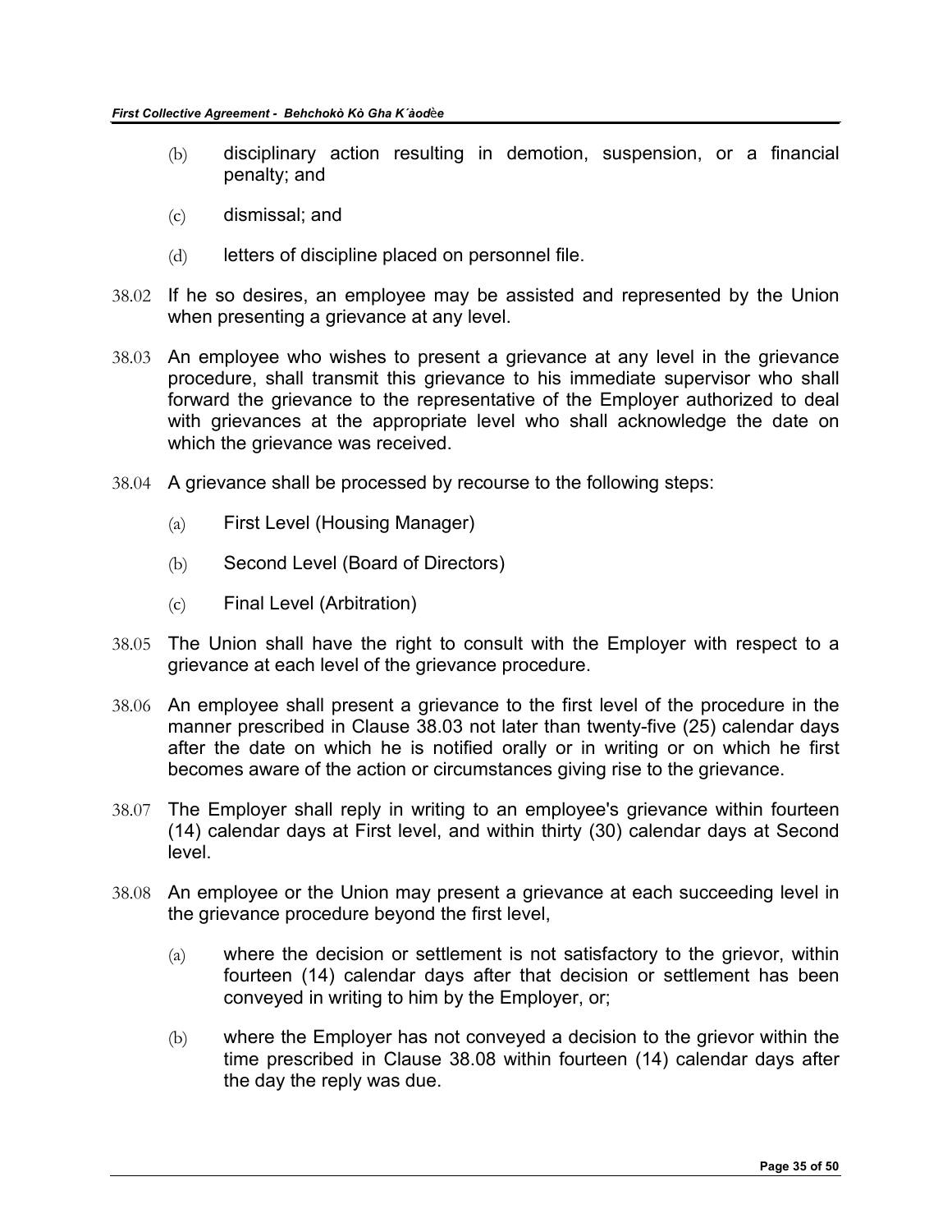(b) disciplinary action resulting in demotion, suspension, or a financial penalty; and

(c) dismissal; and

(d) letters of discipline placed on personnel file.

38.02 If he so desires, an employee may be assisted and represented by the Union when presenting a grievance at any level.

38.03 An employee who wishes to present a grievance at any level in the grievance procedure, shall transmit this grievance to his immediate supervisor who shall forward the grievance to the representative of the Employer authorized to deal with grievances at the appropriate level who shall acknowledge the date on which the grievance was received.

38.04 A grievance shall be processed by recourse to the following steps:

(a) First Level (Housing Manager)

(b) Second Level (Board of Directors)

(c) Final Level (Arbitration)

38.05 The Union shall have the right to consult with the Employer with respect to a grievance at each level of the grievance procedure.

38.06 An employee shall present a grievance to the first level of the procedure in the manner prescribed in Clause 38.03 not later than twenty-five (25) calendar days after the date on which he is notified orally or in writing or on which he first becomes aware of the action or circumstances giving rise to the grievance.

38.07 The Employer shall reply in writing to an employee's grievance within fourteen (14) calendar days at First level, and within thirty (30) calendar days at Second level.

38.08 An employee or the Union may present a grievance at each succeeding level in the grievance procedure beyond the first level,

(a) where the decision or settlement is not satisfactory to the grievor, within fourteen (14) calendar days after that decision or settlement has been conveyed in writing to him by the Employer, or;

(b) where the Employer has not conveyed a decision to the grievor within the time prescribed in Clause 38.08 within fourteen (14) calendar days after the day the reply was due.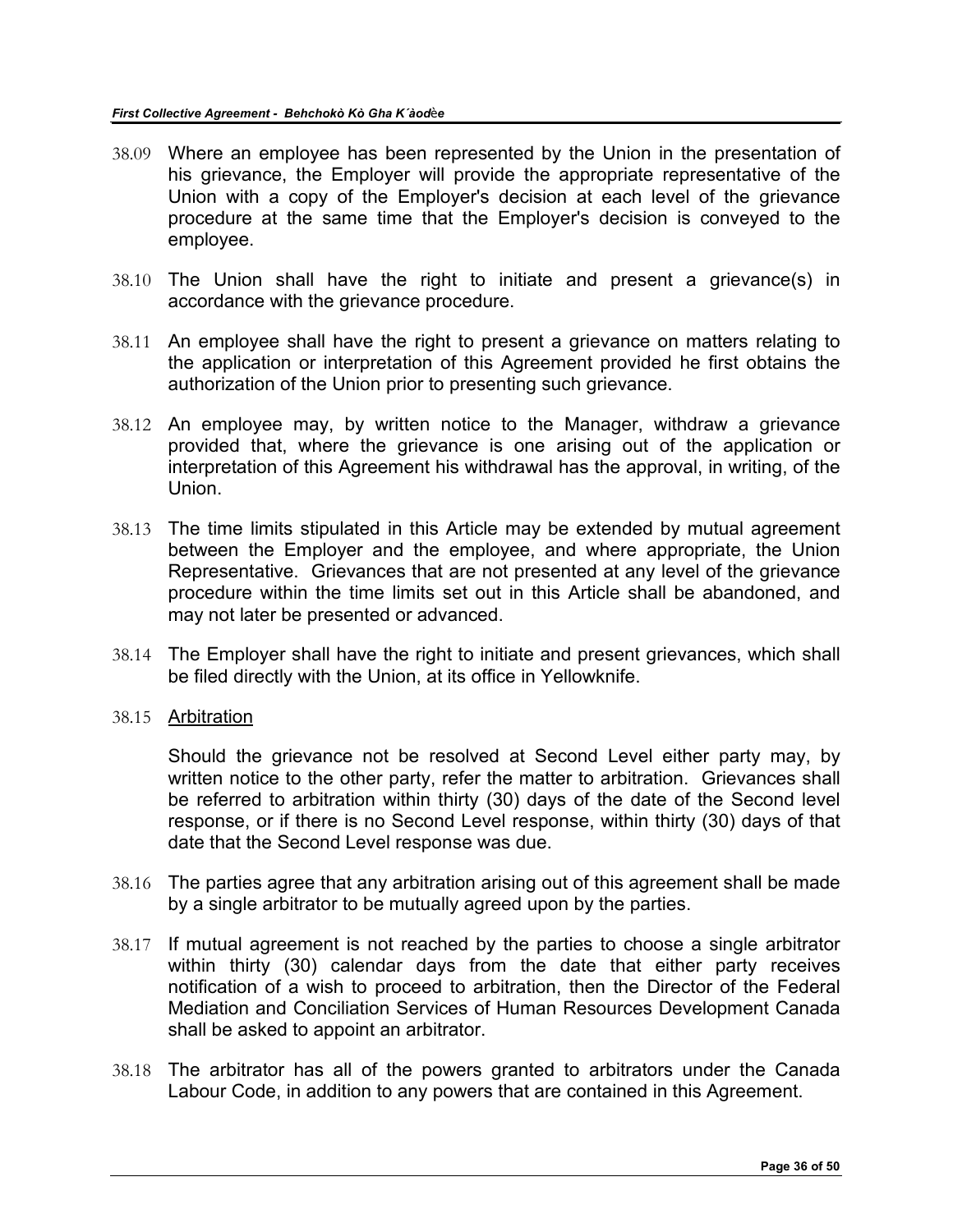38.09 Where an employee has been represented by the Union in the presentation of his grievance, the Employer will provide the appropriate representative of the Union with a copy of the Employer's decision at each level of the grievance procedure at the same time that the Employer's decision is conveyed to the employee.

38.10 The Union shall have the right to initiate and present a grievance(s) in accordance with the grievance procedure.

38.11 An employee shall have the right to present a grievance on matters relating to the application or interpretation of this Agreement provided he first obtains the authorization of the Union prior to presenting such grievance.

38.12 An employee may, by written notice to the Manager, withdraw a grievance provided that, where the grievance is one arising out of the application or interpretation of this Agreement his withdrawal has the approval, in writing, of the Union.

38.13 The time limits stipulated in this Article may be extended by mutual agreement between the Employer and the employee, and where appropriate, the Union Representative. Grievances that are not presented at any level of the grievance procedure within the time limits set out in this Article shall be abandoned, and may not later be presented or advanced.

38.14 The Employer shall have the right to initiate and present grievances, which shall be filed directly with the Union, at its office in Yellowknife.

38.15 Arbitration

Should the grievance not be resolved at Second Level either party may, by written notice to the other party, refer the matter to arbitration. Grievances shall be referred to arbitration within thirty (30) days of the date of the Second level response, or if there is no Second Level response, within thirty (30) days of that date that the Second Level response was due.

38.16 The parties agree that any arbitration arising out of this agreement shall be made by a single arbitrator to be mutually agreed upon by the parties.

38.17 If mutual agreement is not reached by the parties to choose a single arbitrator within thirty (30) calendar days from the date that either party receives notification of a wish to proceed to arbitration, then the Director of the Federal Mediation and Conciliation Services of Human Resources Development Canada shall be asked to appoint an arbitrator.

38.18 The arbitrator has all of the powers granted to arbitrators under the Canada Labour Code, in addition to any powers that are contained in this Agreement.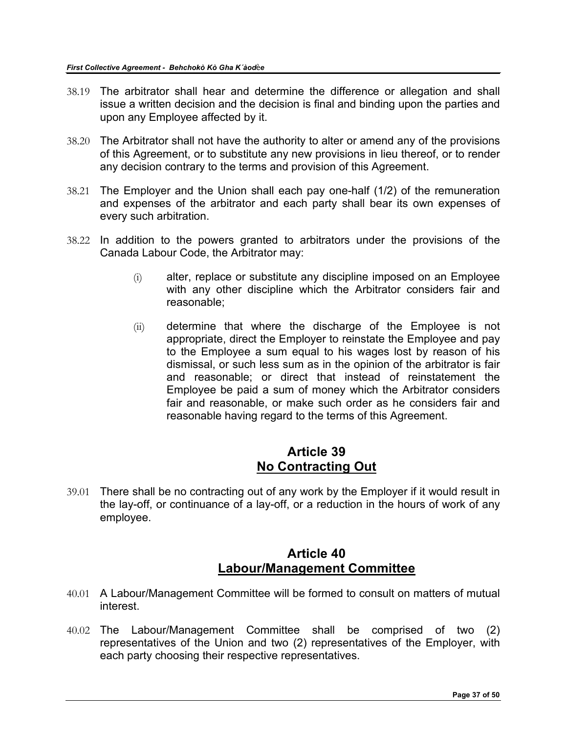38.19 The arbitrator shall hear and determine the difference or allegation and shall issue a written decision and the decision is final and binding upon the parties and upon any Employee affected by it.

38.20 The Arbitrator shall not have the authority to alter or amend any of the provisions of this Agreement, or to substitute any new provisions in lieu thereof, or to render any decision contrary to the terms and provision of this Agreement.

38.21 The Employer and the Union shall each pay one-half (1/2) of the remuneration and expenses of the arbitrator and each party shall bear its own expenses of every such arbitration.

38.22 In addition to the powers granted to arbitrators under the provisions of the Canada Labour Code, the Arbitrator may:

(i) alter, replace or substitute any discipline imposed on an Employee with any other discipline which the Arbitrator considers fair and reasonable;

(ii) determine that where the discharge of the Employee is not appropriate, direct the Employer to reinstate the Employee and pay to the Employee a sum equal to his wages lost by reason of his dismissal, or such less sum as in the opinion of the arbitrator is fair and reasonable; or direct that instead of reinstatement the Employee be paid a sum of money which the Arbitrator considers fair and reasonable, or make such order as he considers fair and reasonable having regard to the terms of this Agreement.

## Article 39
## No Contracting Out

39.01 There shall be no contracting out of any work by the Employer if it would result in the lay-off, or continuance of a lay-off, or a reduction in the hours of work of any employee.

## Article 40
## Labour/Management Committee

40.01 A Labour/Management Committee will be formed to consult on matters of mutual interest.

40.02 The Labour/Management Committee shall be comprised of two (2) representatives of the Union and two (2) representatives of the Employer, with each party choosing their respective representatives.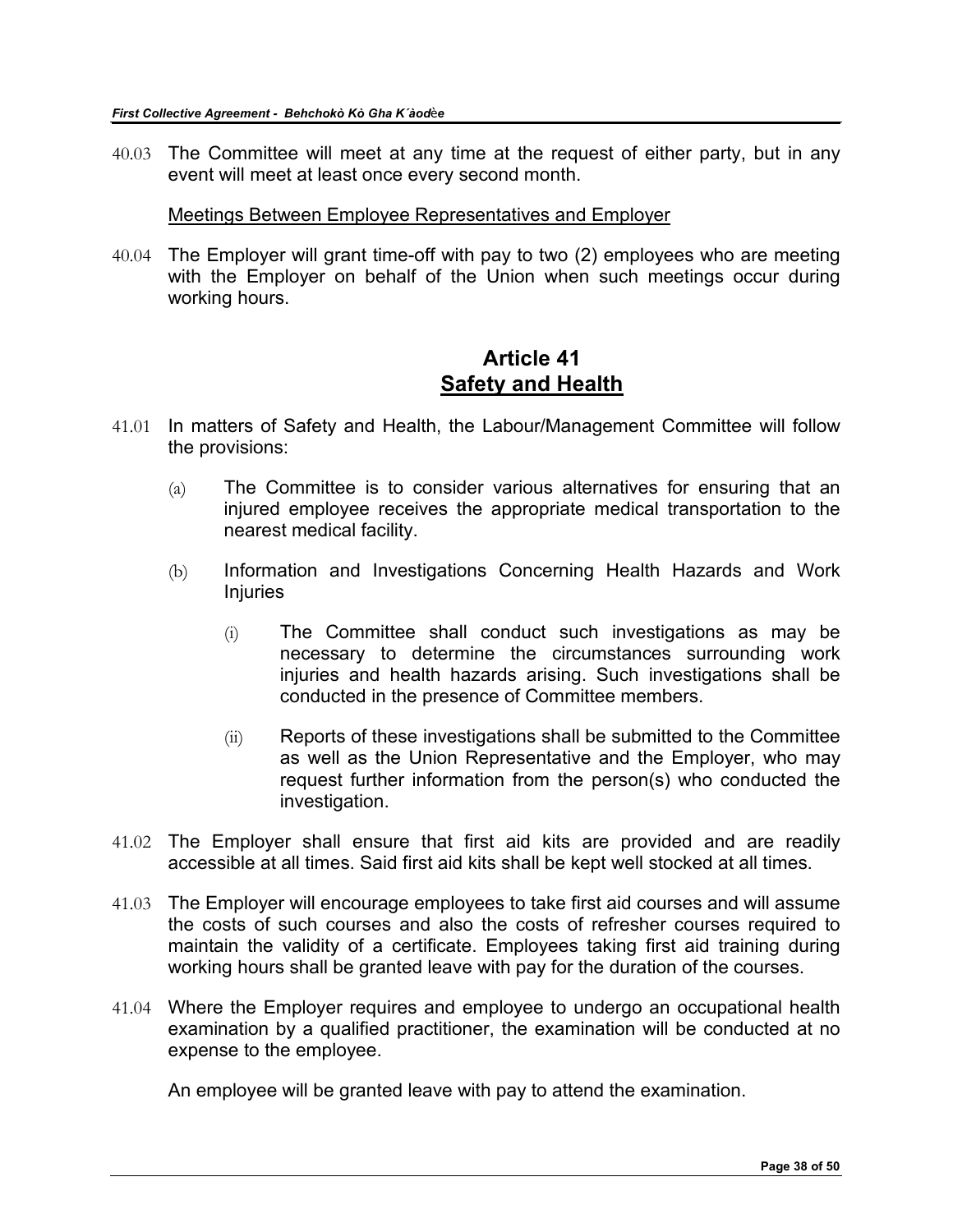40.03 The Committee will meet at any time at the request of either party, but in any event will meet at least once every second month.

<u>Meetings Between Employee Representatives and Employer</u>

40.04 The Employer will grant time-off with pay to two (2) employees who are meeting with the Employer on behalf of the Union when such meetings occur during working hours.

## Article 41
## Safety and Health

41.01 In matters of Safety and Health, the Labour/Management Committee will follow the provisions:

(a) The Committee is to consider various alternatives for ensuring that an injured employee receives the appropriate medical transportation to the nearest medical facility.

(b) Information and Investigations Concerning Health Hazards and Work Injuries

(i) The Committee shall conduct such investigations as may be necessary to determine the circumstances surrounding work injuries and health hazards arising. Such investigations shall be conducted in the presence of Committee members.

(ii) Reports of these investigations shall be submitted to the Committee as well as the Union Representative and the Employer, who may request further information from the person(s) who conducted the investigation.

41.02 The Employer shall ensure that first aid kits are provided and are readily accessible at all times. Said first aid kits shall be kept well stocked at all times.

41.03 The Employer will encourage employees to take first aid courses and will assume the costs of such courses and also the costs of refresher courses required to maintain the validity of a certificate. Employees taking first aid training during working hours shall be granted leave with pay for the duration of the courses.

41.04 Where the Employer requires and employee to undergo an occupational health examination by a qualified practitioner, the examination will be conducted at no expense to the employee.

An employee will be granted leave with pay to attend the examination.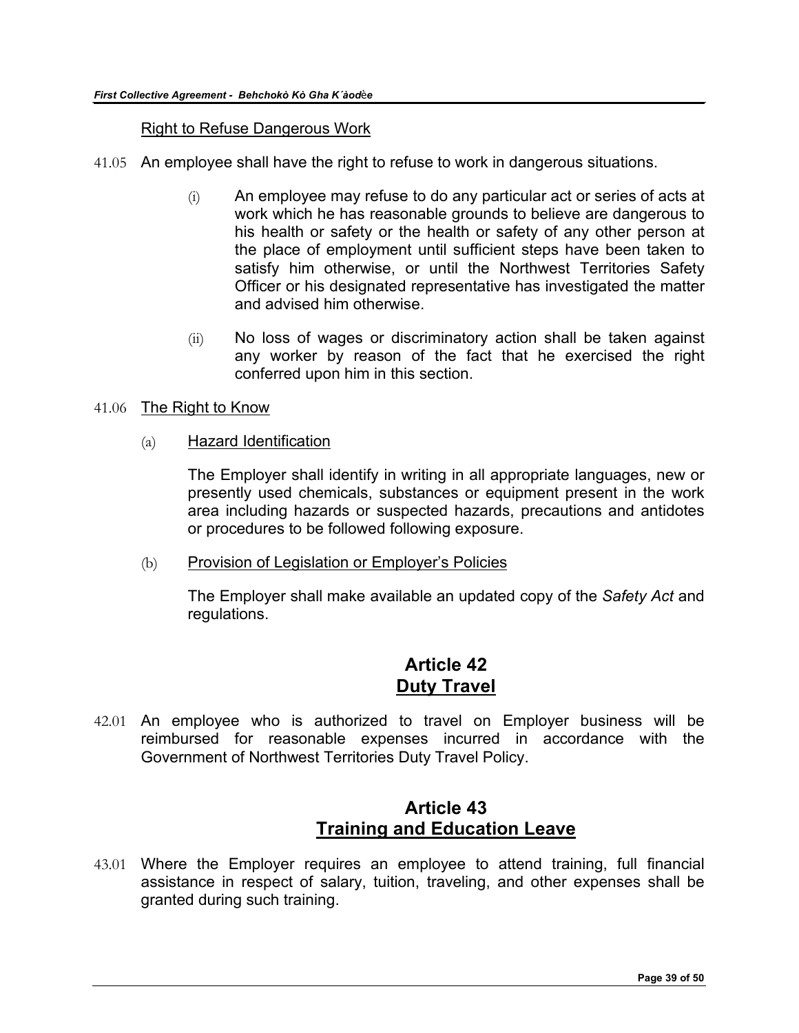Right to Refuse Dangerous Work

41.05 An employee shall have the right to refuse to work in dangerous situations.

(i) An employee may refuse to do any particular act or series of acts at work which he has reasonable grounds to believe are dangerous to his health or safety or the health or safety of any other person at the place of employment until sufficient steps have been taken to satisfy him otherwise, or until the Northwest Territories Safety Officer or his designated representative has investigated the matter and advised him otherwise.

(ii) No loss of wages or discriminatory action shall be taken against any worker by reason of the fact that he exercised the right conferred upon him in this section.

41.06 The Right to Know

(a) Hazard Identification

The Employer shall identify in writing in all appropriate languages, new or presently used chemicals, substances or equipment present in the work area including hazards or suspected hazards, precautions and antidotes or procedures to be followed following exposure.

(b) Provision of Legislation or Employer's Policies

The Employer shall make available an updated copy of the *Safety Act* and regulations.

## Article 42
## Duty Travel

42.01 An employee who is authorized to travel on Employer business will be reimbursed for reasonable expenses incurred in accordance with the Government of Northwest Territories Duty Travel Policy.

## Article 43
## Training and Education Leave

43.01 Where the Employer requires an employee to attend training, full financial assistance in respect of salary, tuition, traveling, and other expenses shall be granted during such training.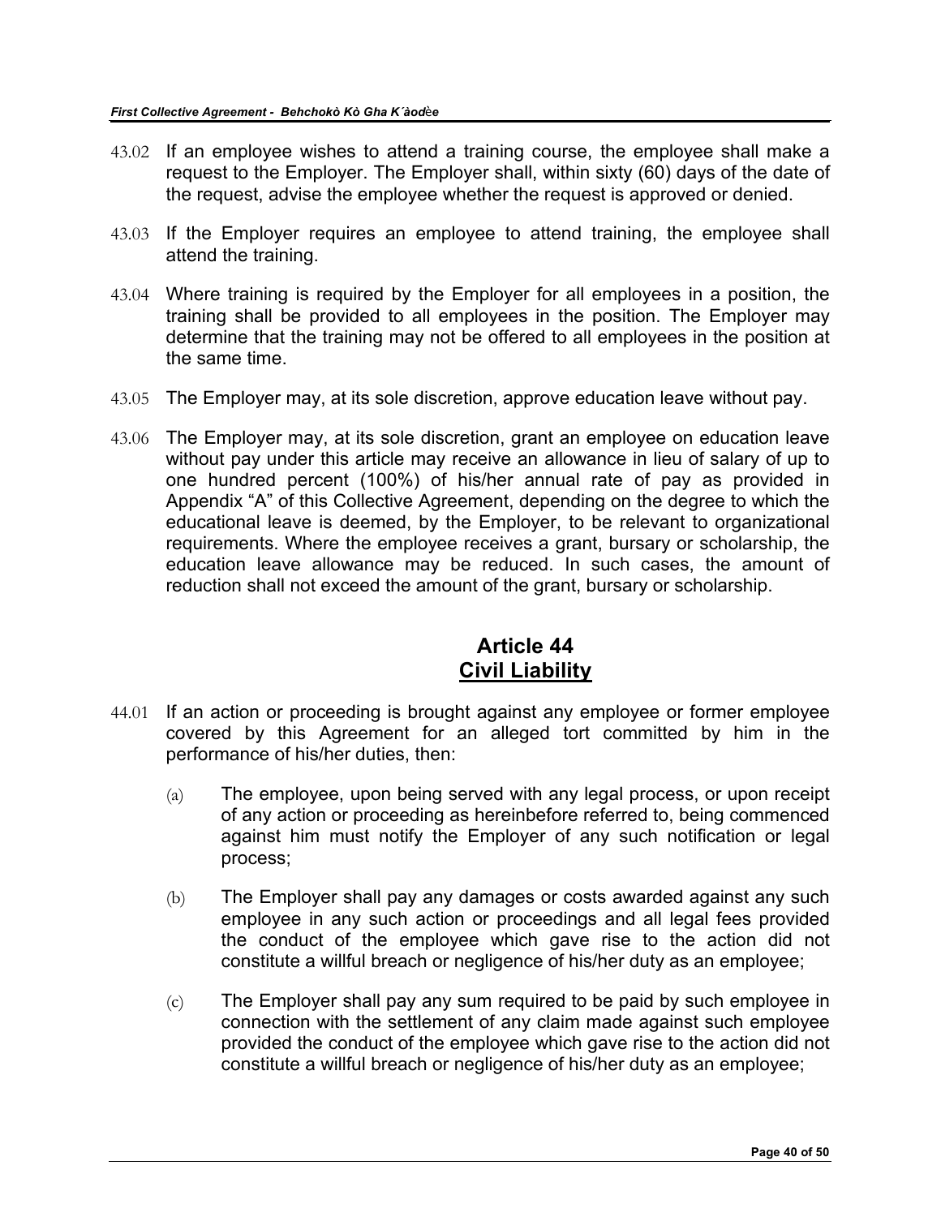43.02 If an employee wishes to attend a training course, the employee shall make a request to the Employer. The Employer shall, within sixty (60) days of the date of the request, advise the employee whether the request is approved or denied.

43.03 If the Employer requires an employee to attend training, the employee shall attend the training.

43.04 Where training is required by the Employer for all employees in a position, the training shall be provided to all employees in the position. The Employer may determine that the training may not be offered to all employees in the position at the same time.

43.05 The Employer may, at its sole discretion, approve education leave without pay.

43.06 The Employer may, at its sole discretion, grant an employee on education leave without pay under this article may receive an allowance in lieu of salary of up to one hundred percent (100%) of his/her annual rate of pay as provided in Appendix "A" of this Collective Agreement, depending on the degree to which the educational leave is deemed, by the Employer, to be relevant to organizational requirements. Where the employee receives a grant, bursary or scholarship, the education leave allowance may be reduced. In such cases, the amount of reduction shall not exceed the amount of the grant, bursary or scholarship.

## Article 44
## Civil Liability

44.01 If an action or proceeding is brought against any employee or former employee covered by this Agreement for an alleged tort committed by him in the performance of his/her duties, then:

(a) The employee, upon being served with any legal process, or upon receipt of any action or proceeding as hereinbefore referred to, being commenced against him must notify the Employer of any such notification or legal process;

(b) The Employer shall pay any damages or costs awarded against any such employee in any such action or proceedings and all legal fees provided the conduct of the employee which gave rise to the action did not constitute a willful breach or negligence of his/her duty as an employee;

(c) The Employer shall pay any sum required to be paid by such employee in connection with the settlement of any claim made against such employee provided the conduct of the employee which gave rise to the action did not constitute a willful breach or negligence of his/her duty as an employee;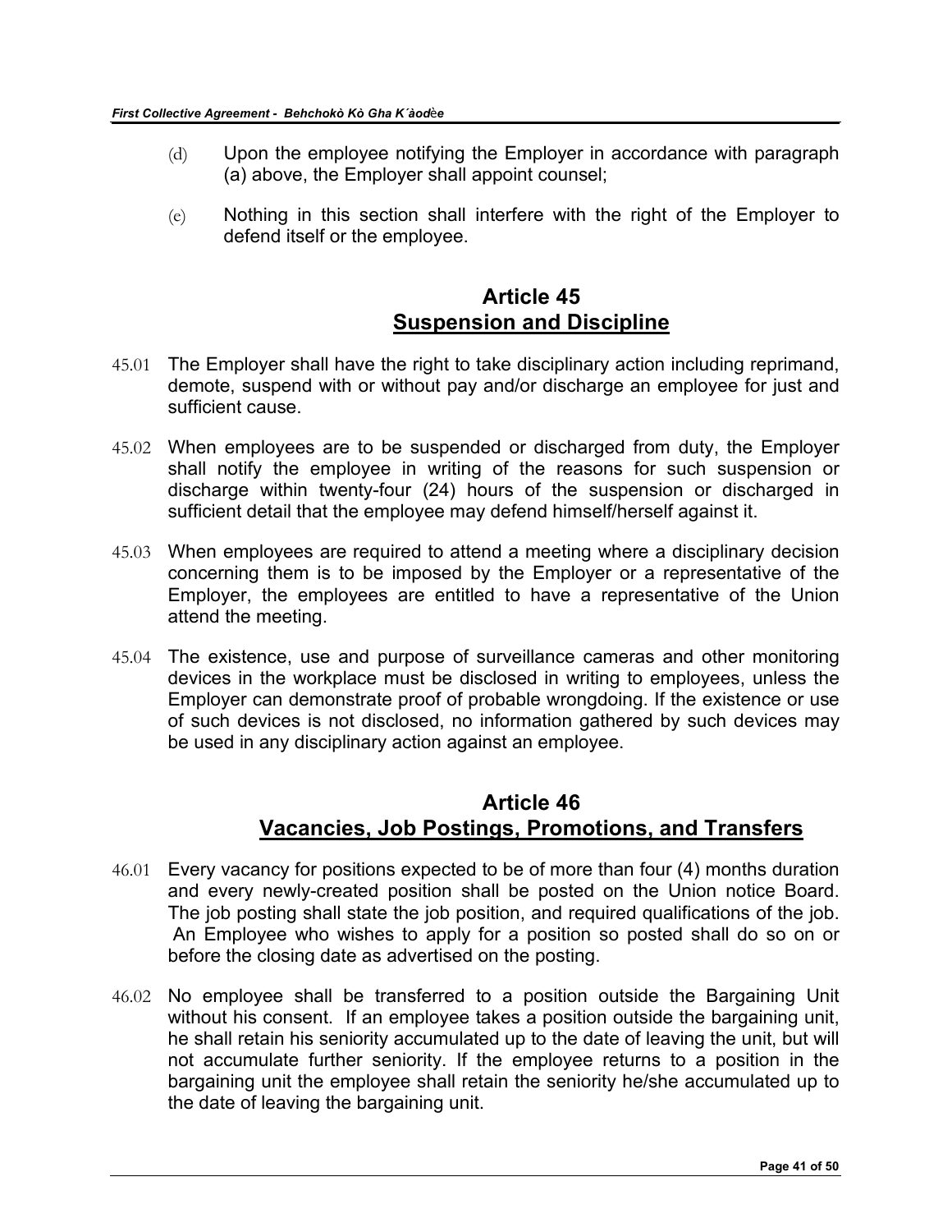(d) Upon the employee notifying the Employer in accordance with paragraph (a) above, the Employer shall appoint counsel;

(e) Nothing in this section shall interfere with the right of the Employer to defend itself or the employee.

## Article 45
## Suspension and Discipline

45.01 The Employer shall have the right to take disciplinary action including reprimand, demote, suspend with or without pay and/or discharge an employee for just and sufficient cause.

45.02 When employees are to be suspended or discharged from duty, the Employer shall notify the employee in writing of the reasons for such suspension or discharge within twenty-four (24) hours of the suspension or discharged in sufficient detail that the employee may defend himself/herself against it.

45.03 When employees are required to attend a meeting where a disciplinary decision concerning them is to be imposed by the Employer or a representative of the Employer, the employees are entitled to have a representative of the Union attend the meeting.

45.04 The existence, use and purpose of surveillance cameras and other monitoring devices in the workplace must be disclosed in writing to employees, unless the Employer can demonstrate proof of probable wrongdoing. If the existence or use of such devices is not disclosed, no information gathered by such devices may be used in any disciplinary action against an employee.

## Article 46
## Vacancies, Job Postings, Promotions, and Transfers

46.01 Every vacancy for positions expected to be of more than four (4) months duration and every newly-created position shall be posted on the Union notice Board. The job posting shall state the job position, and required qualifications of the job. An Employee who wishes to apply for a position so posted shall do so on or before the closing date as advertised on the posting.

46.02 No employee shall be transferred to a position outside the Bargaining Unit without his consent. If an employee takes a position outside the bargaining unit, he shall retain his seniority accumulated up to the date of leaving the unit, but will not accumulate further seniority. If the employee returns to a position in the bargaining unit the employee shall retain the seniority he/she accumulated up to the date of leaving the bargaining unit.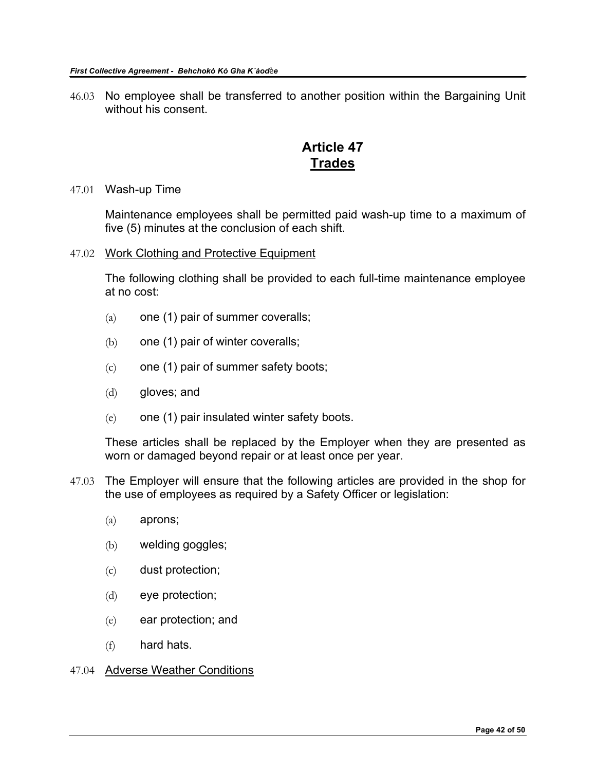46.03 No employee shall be transferred to another position within the Bargaining Unit without his consent.

## Article 47
## Trades

47.01 Wash-up Time

Maintenance employees shall be permitted paid wash-up time to a maximum of five (5) minutes at the conclusion of each shift.

47.02 Work Clothing and Protective Equipment

The following clothing shall be provided to each full-time maintenance employee at no cost:

(a) one (1) pair of summer coveralls;

(b) one (1) pair of winter coveralls;

(c) one (1) pair of summer safety boots;

(d) gloves; and

(e) one (1) pair insulated winter safety boots.

These articles shall be replaced by the Employer when they are presented as worn or damaged beyond repair or at least once per year.

47.03 The Employer will ensure that the following articles are provided in the shop for the use of employees as required by a Safety Officer or legislation:

(a) aprons;

(b) welding goggles;

(c) dust protection;

(d) eye protection;

(e) ear protection; and

(f) hard hats.

47.04 Adverse Weather Conditions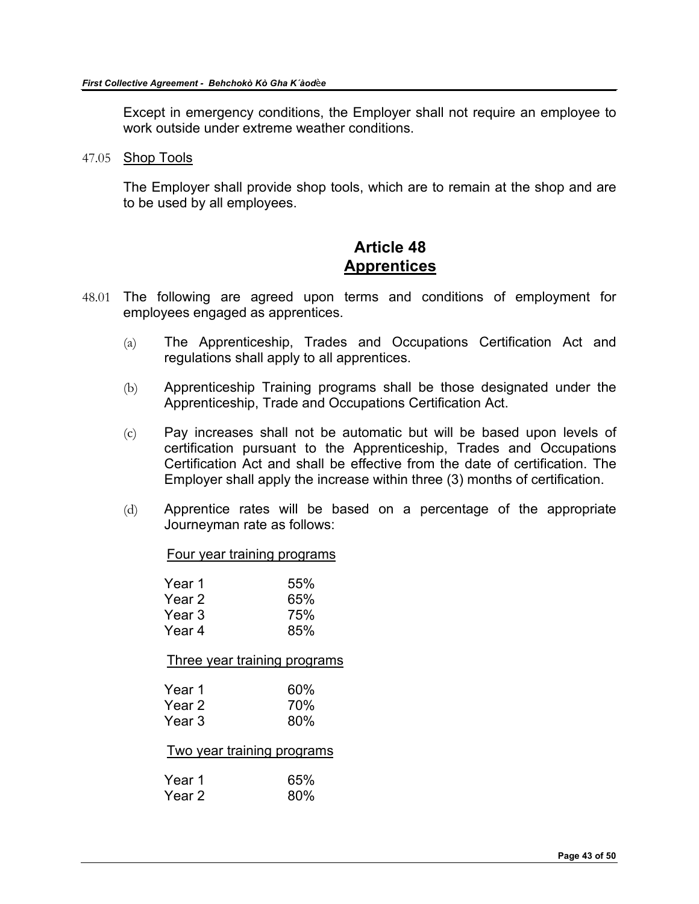Except in emergency conditions, the Employer shall not require an employee to work outside under extreme weather conditions.

47.05 Shop Tools

The Employer shall provide shop tools, which are to remain at the shop and are to be used by all employees.

## Article 48
## Apprentices

48.01 The following are agreed upon terms and conditions of employment for employees engaged as apprentices.

(a) The Apprenticeship, Trades and Occupations Certification Act and regulations shall apply to all apprentices.

(b) Apprenticeship Training programs shall be those designated under the Apprenticeship, Trade and Occupations Certification Act.

(c) Pay increases shall not be automatic but will be based upon levels of certification pursuant to the Apprenticeship, Trades and Occupations Certification Act and shall be effective from the date of certification. The Employer shall apply the increase within three (3) months of certification.

(d) Apprentice rates will be based on a percentage of the appropriate Journeyman rate as follows:

Four year training programs

| | |
|---|---|
| Year 1 | 55% |
| Year 2 | 65% |
| Year 3 | 75% |
| Year 4 | 85% |

Three year training programs

| | |
|---|---|
| Year 1 | 60% |
| Year 2 | 70% |
| Year 3 | 80% |

Two year training programs

| | |
|---|---|
| Year 1 | 65% |
| Year 2 | 80% |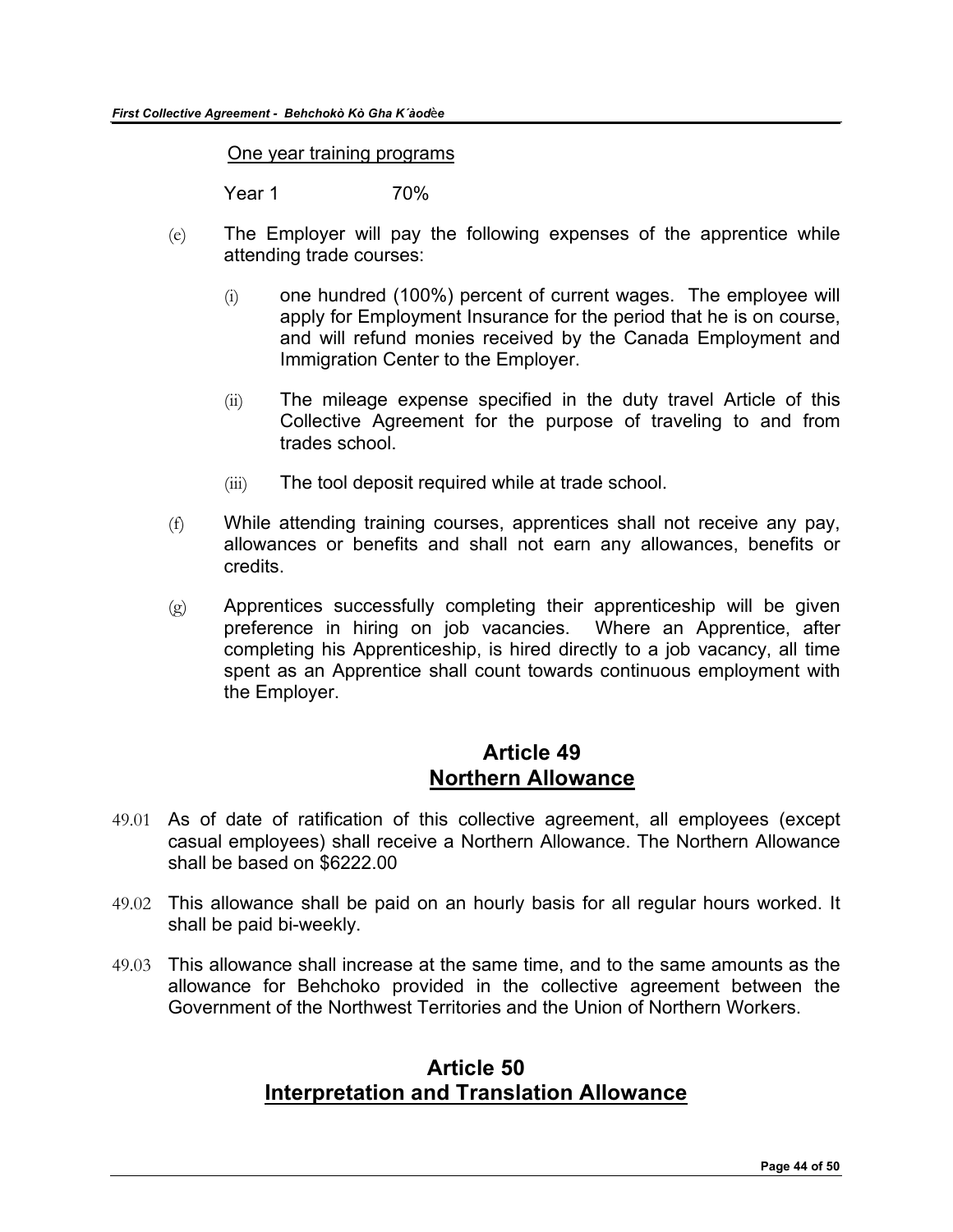One year training programs

Year 1 70%

(e) The Employer will pay the following expenses of the apprentice while attending trade courses:

(i) one hundred (100%) percent of current wages. The employee will apply for Employment Insurance for the period that he is on course, and will refund monies received by the Canada Employment and Immigration Center to the Employer.

(ii) The mileage expense specified in the duty travel Article of this Collective Agreement for the purpose of traveling to and from trades school.

(iii) The tool deposit required while at trade school.

(f) While attending training courses, apprentices shall not receive any pay, allowances or benefits and shall not earn any allowances, benefits or credits.

(g) Apprentices successfully completing their apprenticeship will be given preference in hiring on job vacancies. Where an Apprentice, after completing his Apprenticeship, is hired directly to a job vacancy, all time spent as an Apprentice shall count towards continuous employment with the Employer.

## Article 49
## Northern Allowance

49.01 As of date of ratification of this collective agreement, all employees (except casual employees) shall receive a Northern Allowance. The Northern Allowance shall be based on $6222.00

49.02 This allowance shall be paid on an hourly basis for all regular hours worked. It shall be paid bi-weekly.

49.03 This allowance shall increase at the same time, and to the same amounts as the allowance for Behchoko provided in the collective agreement between the Government of the Northwest Territories and the Union of Northern Workers.

## Article 50
## Interpretation and Translation Allowance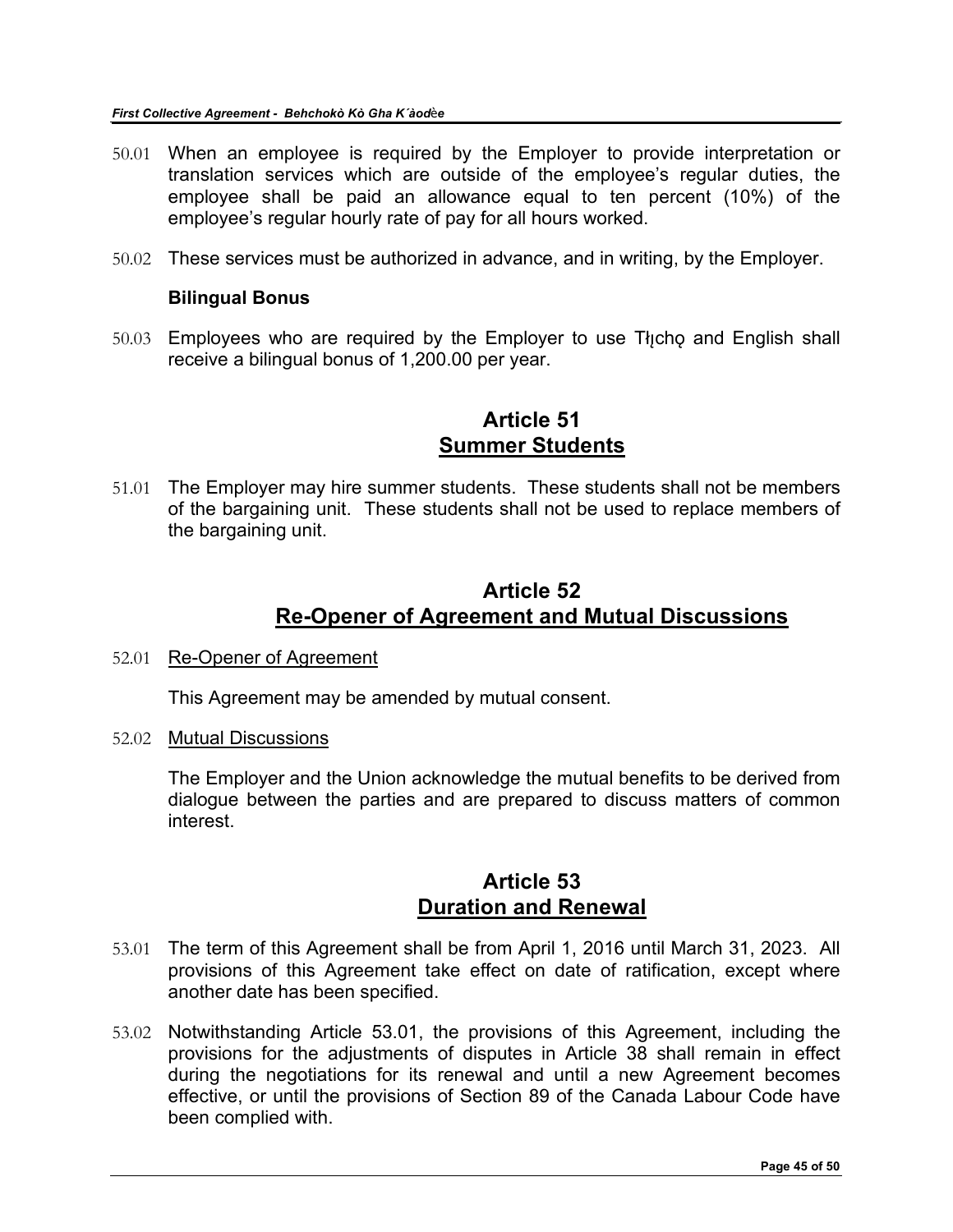50.01 When an employee is required by the Employer to provide interpretation or translation services which are outside of the employee's regular duties, the employee shall be paid an allowance equal to ten percent (10%) of the employee's regular hourly rate of pay for all hours worked.

50.02 These services must be authorized in advance, and in writing, by the Employer.

**Bilingual Bonus**

50.03 Employees who are required by the Employer to use Tłı̨chǫ and English shall receive a bilingual bonus of 1,200.00 per year.

## Article 51
## Summer Students

51.01 The Employer may hire summer students. These students shall not be members of the bargaining unit. These students shall not be used to replace members of the bargaining unit.

## Article 52
## Re-Opener of Agreement and Mutual Discussions

52.01 Re-Opener of Agreement

This Agreement may be amended by mutual consent.

52.02 Mutual Discussions

The Employer and the Union acknowledge the mutual benefits to be derived from dialogue between the parties and are prepared to discuss matters of common interest.

## Article 53
## Duration and Renewal

53.01 The term of this Agreement shall be from April 1, 2016 until March 31, 2023. All provisions of this Agreement take effect on date of ratification, except where another date has been specified.

53.02 Notwithstanding Article 53.01, the provisions of this Agreement, including the provisions for the adjustments of disputes in Article 38 shall remain in effect during the negotiations for its renewal and until a new Agreement becomes effective, or until the provisions of Section 89 of the Canada Labour Code have been complied with.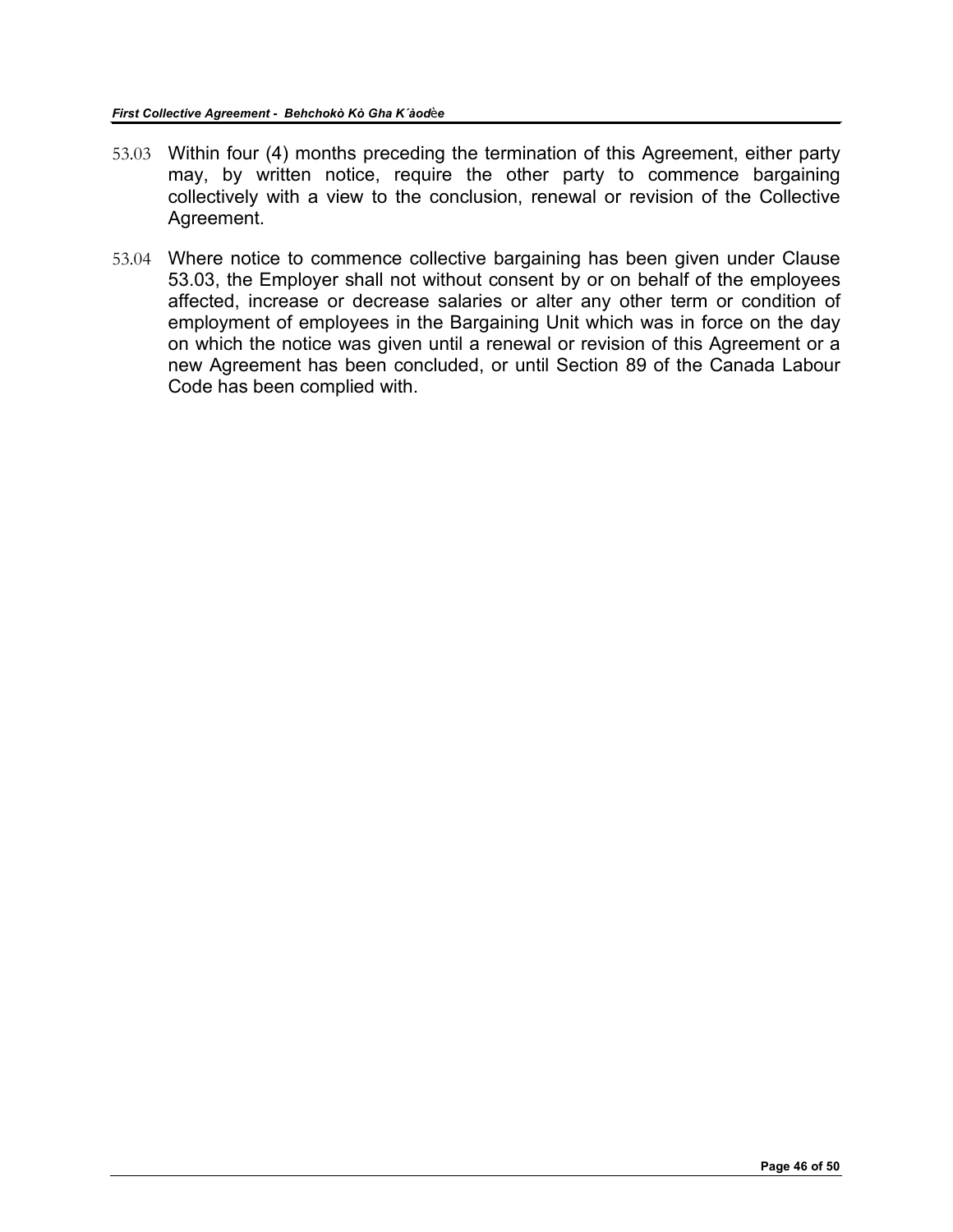53.03 Within four (4) months preceding the termination of this Agreement, either party may, by written notice, require the other party to commence bargaining collectively with a view to the conclusion, renewal or revision of the Collective Agreement.

53.04 Where notice to commence collective bargaining has been given under Clause 53.03, the Employer shall not without consent by or on behalf of the employees affected, increase or decrease salaries or alter any other term or condition of employment of employees in the Bargaining Unit which was in force on the day on which the notice was given until a renewal or revision of this Agreement or a new Agreement has been concluded, or until Section 89 of the Canada Labour Code has been complied with.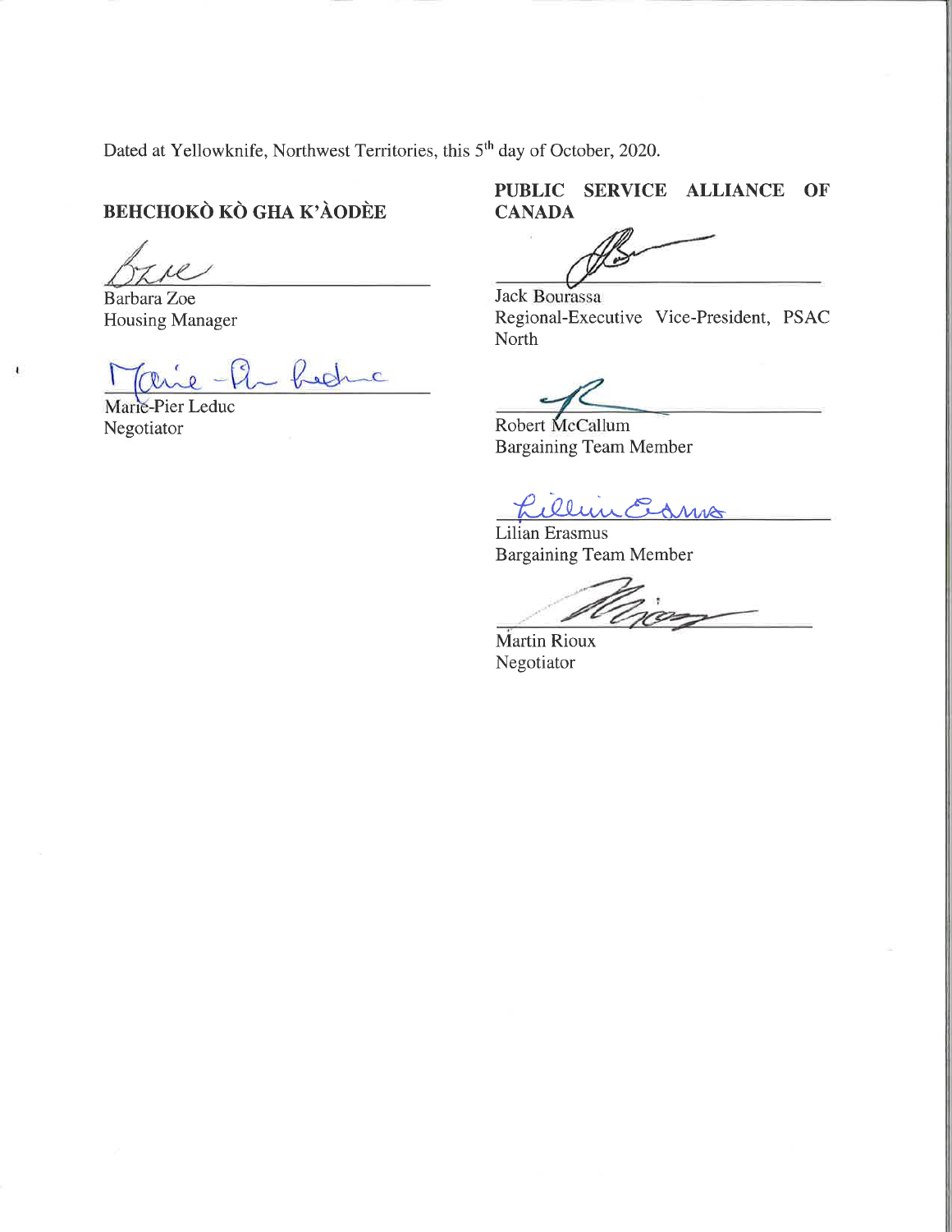Dated at Yellowknife, Northwest Territories, this 5th day of October, 2020.

**BEHCHOKǪ̀ KÒ GHA K'ÀODÈE**

Barbara Zoe
Housing Manager

Marie-Pier Leduc
Negotiator

**PUBLIC SERVICE ALLIANCE OF CANADA**

Jack Bourassa
Regional-Executive Vice-President, PSAC North

Robert McCallum
Bargaining Team Member

Lilian Erasmus
Bargaining Team Member

Martin Rioux
Negotiator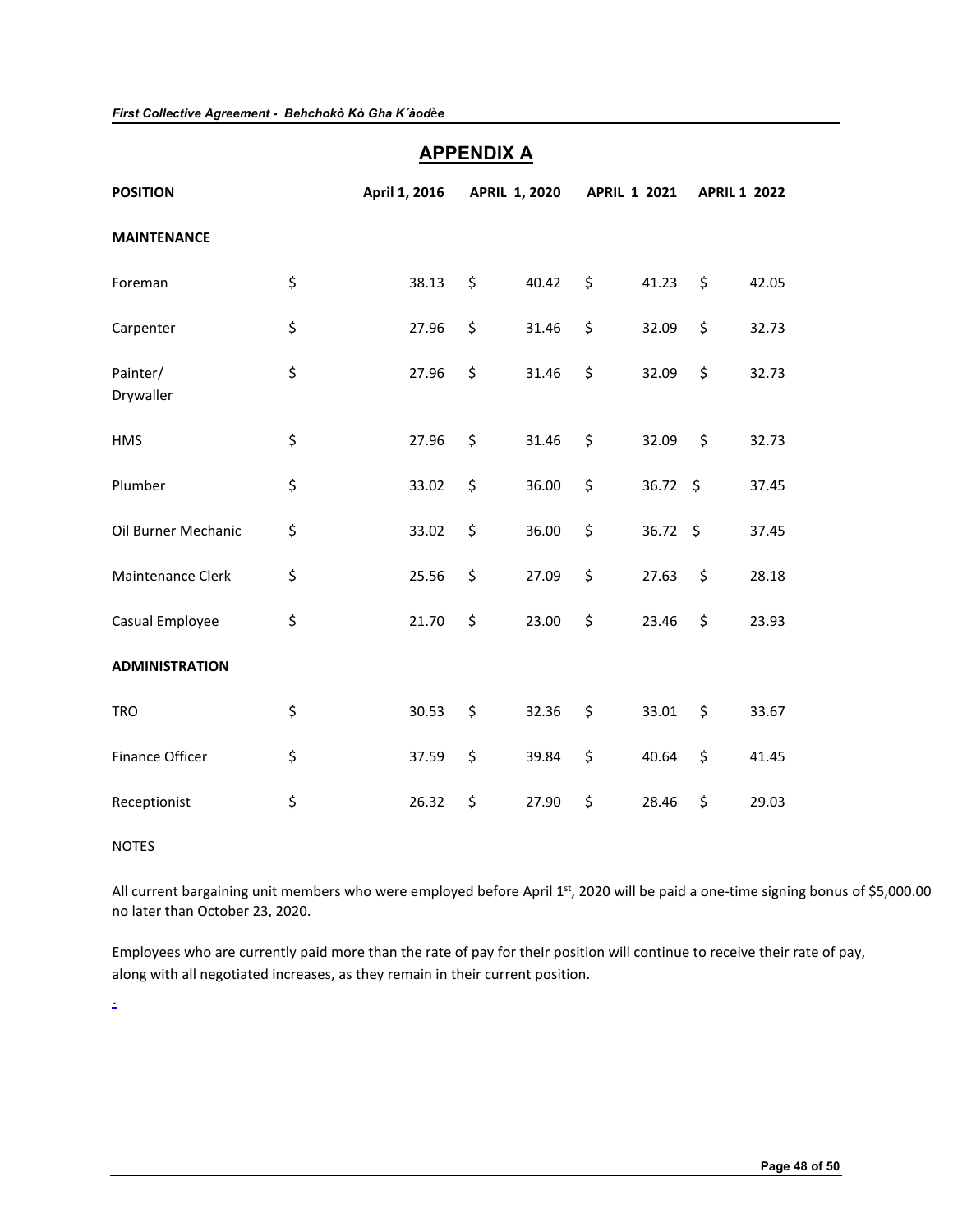# APPENDIX A

| POSITION | April 1, 2016 | APRIL 1, 2020 | APRIL 1 2021 | APRIL 1 2022 |
|---|---|---|---|---|
| **MAINTENANCE** | | | | |
| Foreman | $ 38.13 | $ 40.42 | $ 41.23 | $ 42.05 |
| Carpenter | $ 27.96 | $ 31.46 | $ 32.09 | $ 32.73 |
| Painter/ Drywaller | $ 27.96 | $ 31.46 | $ 32.09 | $ 32.73 |
| HMS | $ 27.96 | $ 31.46 | $ 32.09 | $ 32.73 |
| Plumber | $ 33.02 | $ 36.00 | $ 36.72 | $ 37.45 |
| Oil Burner Mechanic | $ 33.02 | $ 36.00 | $ 36.72 | $ 37.45 |
| Maintenance Clerk | $ 25.56 | $ 27.09 | $ 27.63 | $ 28.18 |
| Casual Employee | $ 21.70 | $ 23.00 | $ 23.46 | $ 23.93 |
| **ADMINISTRATION** | | | | |
| TRO | $ 30.53 | $ 32.36 | $ 33.01 | $ 33.67 |
| Finance Officer | $ 37.59 | $ 39.84 | $ 40.64 | $ 41.45 |
| Receptionist | $ 26.32 | $ 27.90 | $ 28.46 | $ 29.03 |

NOTES

All current bargaining unit members who were employed before April 1st, 2020 will be paid a one-time signing bonus of $5,000.00 no later than October 23, 2020.

Employees who are currently paid more than the rate of pay for theIr position will continue to receive their rate of pay, along with all negotiated increases, as they remain in their current position.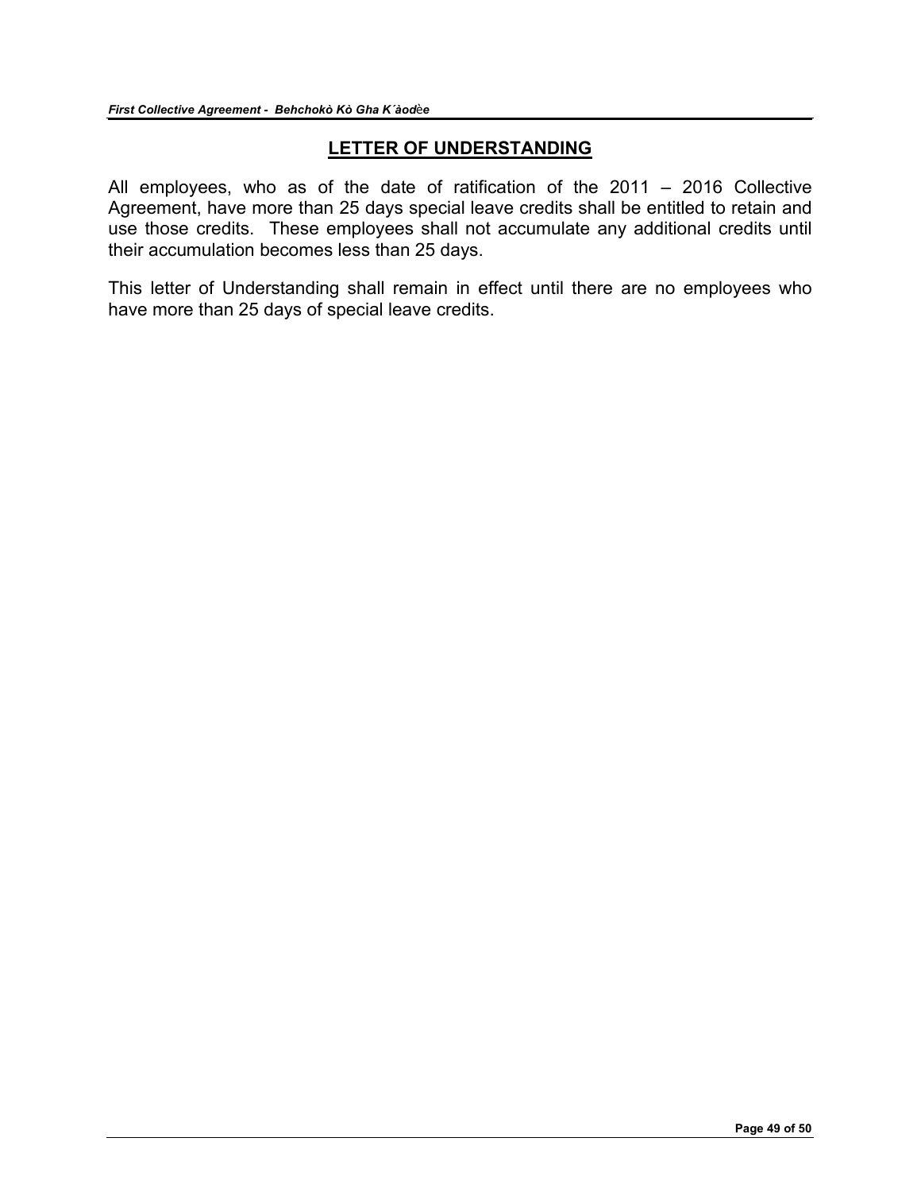## LETTER OF UNDERSTANDING

All employees, who as of the date of ratification of the 2011 – 2016 Collective Agreement, have more than 25 days special leave credits shall be entitled to retain and use those credits. These employees shall not accumulate any additional credits until their accumulation becomes less than 25 days.

This letter of Understanding shall remain in effect until there are no employees who have more than 25 days of special leave credits.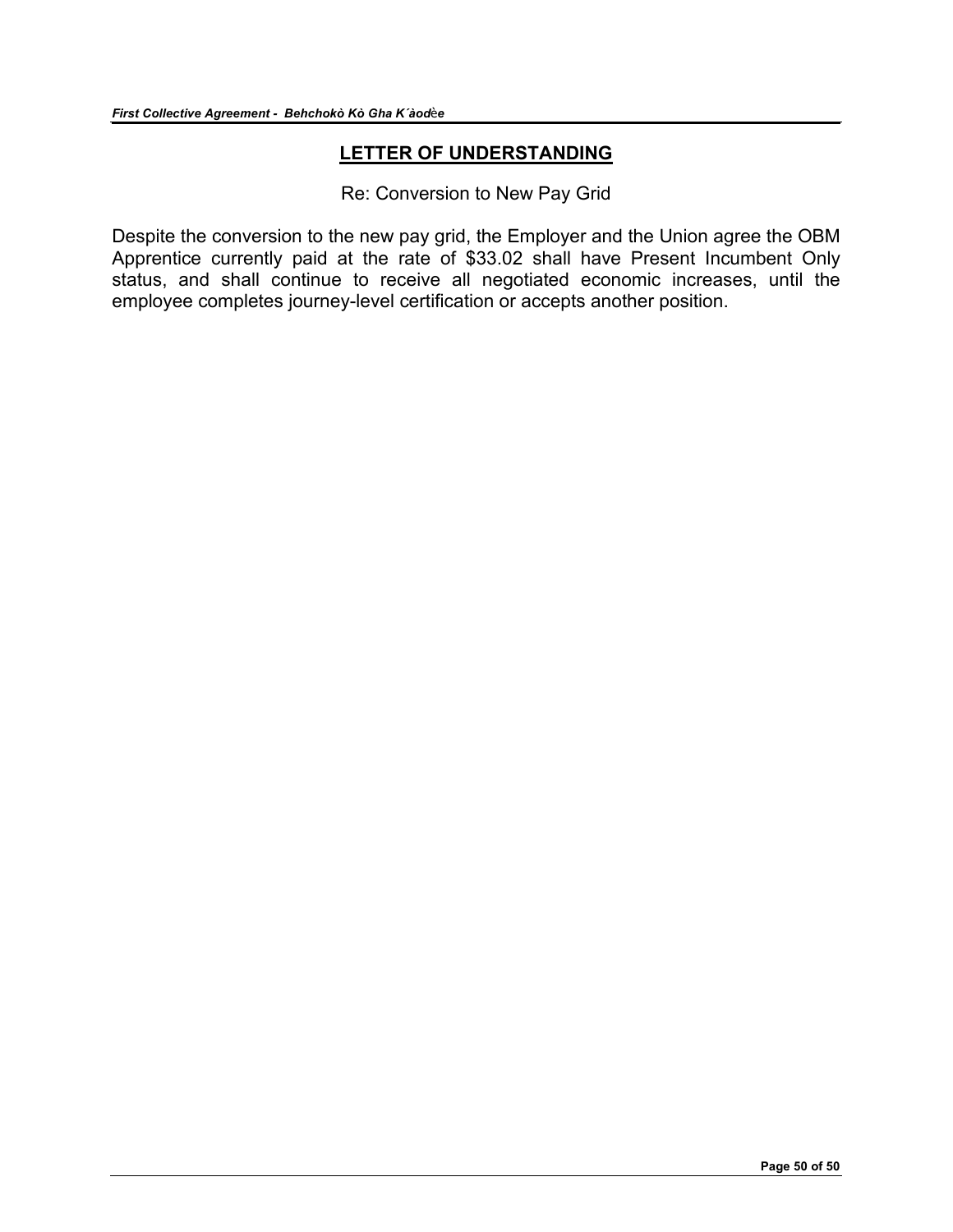## LETTER OF UNDERSTANDING

Re: Conversion to New Pay Grid

Despite the conversion to the new pay grid, the Employer and the Union agree the OBM Apprentice currently paid at the rate of $33.02 shall have Present Incumbent Only status, and shall continue to receive all negotiated economic increases, until the employee completes journey-level certification or accepts another position.